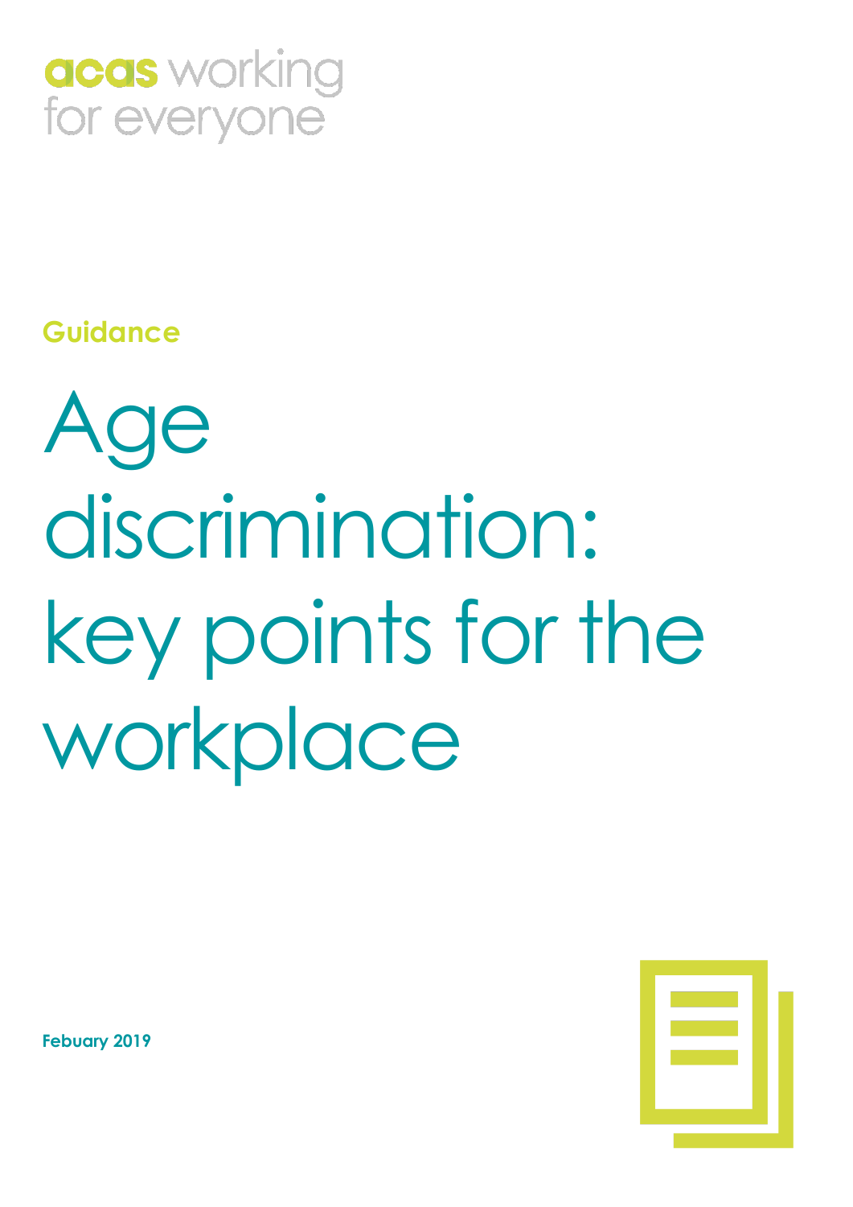acas working for everyone

**Guidance**

# Age discrimination: key points for the workplace

**Febuary 2019**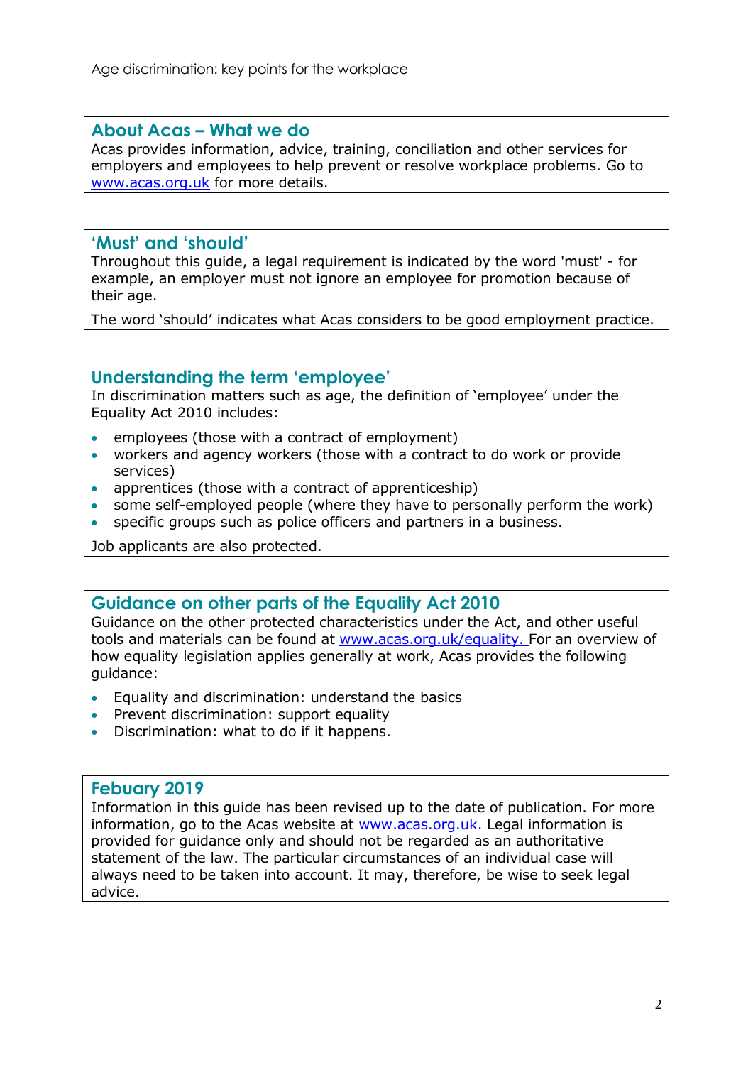## About Acas – What we do

Acas provides information, advice, training, conciliation and other services for employers and employees to help prevent or resolve workplace problems. Go to www.acas.org.uk for more details.

## 'Must' and 'should'

Throughout this guide, a legal requirement is indicated by the word 'must' - for example, an employer must not ignore an employee for promotion because of their age.

The word 'should' indicates what Acas considers to be good employment practice.

## Understanding the term 'employee'

In discrimination matters such as age, the definition of 'employee' under the Equality Act 2010 includes:

- employees (those with a contract of employment)
- workers and agency workers (those with a contract to do work or provide services)
- apprentices (those with a contract of apprenticeship)
- some self-employed people (where they have to personally perform the work)
- specific groups such as police officers and partners in a business.

Job applicants are also protected.

## Guidance on other parts of the Equality Act 2010

Guidance on the other protected characteristics under the Act, and other useful tools and materials can be found at www.acas.org.uk/equality. For an overview of how equality legislation applies generally at work, Acas provides the following guidance:

- Equality and discrimination: understand the basics
- Prevent discrimination: support equality
- Discrimination: what to do if it happens.

## Febuary 2019

Information in this guide has been revised up to the date of publication. For more information, go to the Acas website at www.acas.org.uk. Legal information is provided for guidance only and should not be regarded as an authoritative statement of the law. The particular circumstances of an individual case will always need to be taken into account. It may, therefore, be wise to seek legal advice.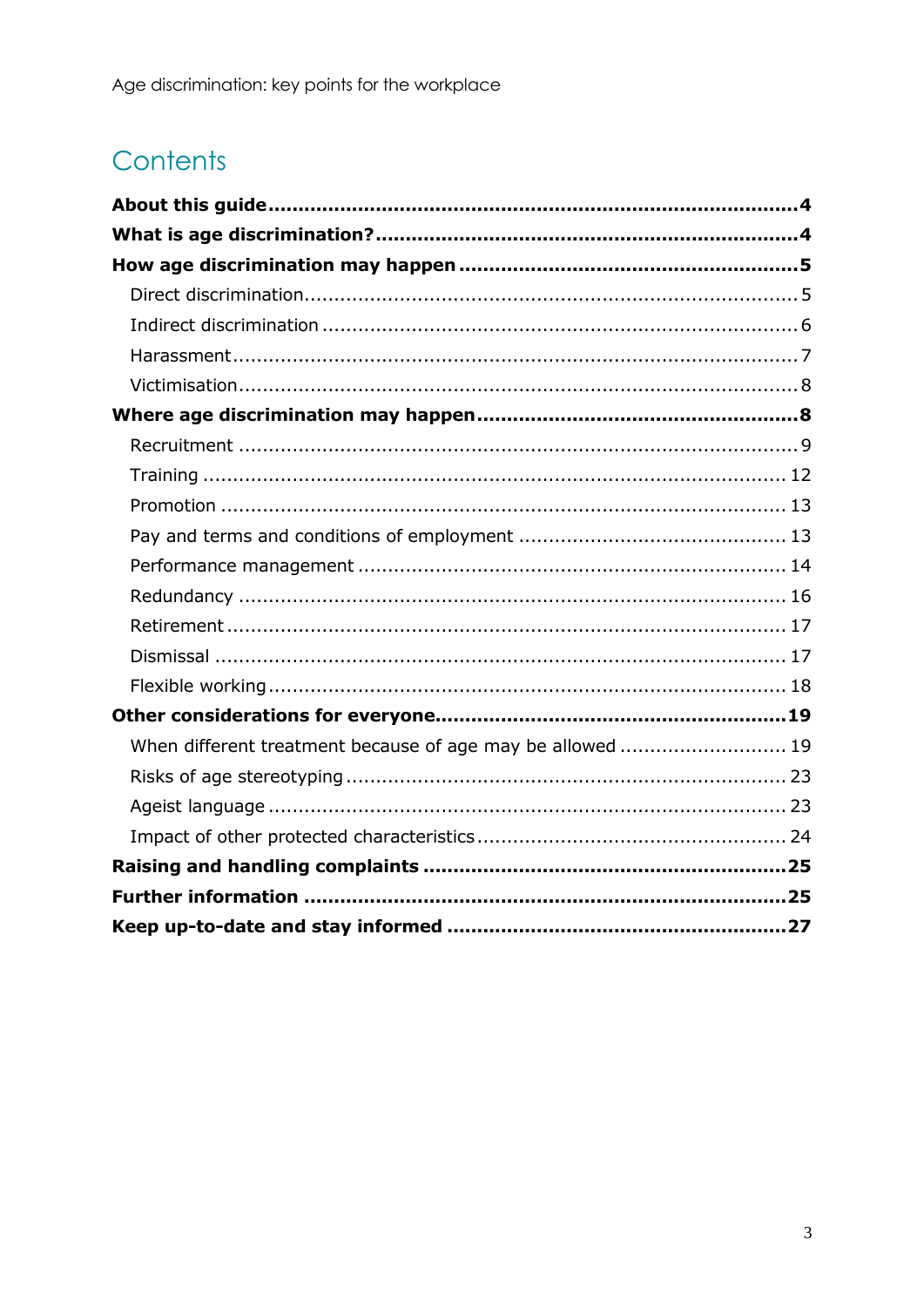## Contents

**About this guide** ..... **4**

**What is age discrimination?** ..... **4**

**How age discrimination may happen** ..... **5**

- Direct discrimination ..... 5
- Indirect discrimination ..... 6
- Harassment ..... 7
- Victimisation ..... 8

**Where age discrimination may happen** ..... **8**

- Recruitment ..... 9
- Training ..... 12
- Promotion ..... 13
- Pay and terms and conditions of employment ..... 13
- Performance management ..... 14
- Redundancy ..... 16
- Retirement ..... 17
- Dismissal ..... 17
- Flexible working ..... 18

**Other considerations for everyone** ..... **19**

- When different treatment because of age may be allowed ..... 19
- Risks of age stereotyping ..... 23
- Ageist language ..... 23
- Impact of other protected characteristics ..... 24

**Raising and handling complaints** ..... **25**

**Further information** ..... **25**

**Keep up-to-date and stay informed** ..... **27**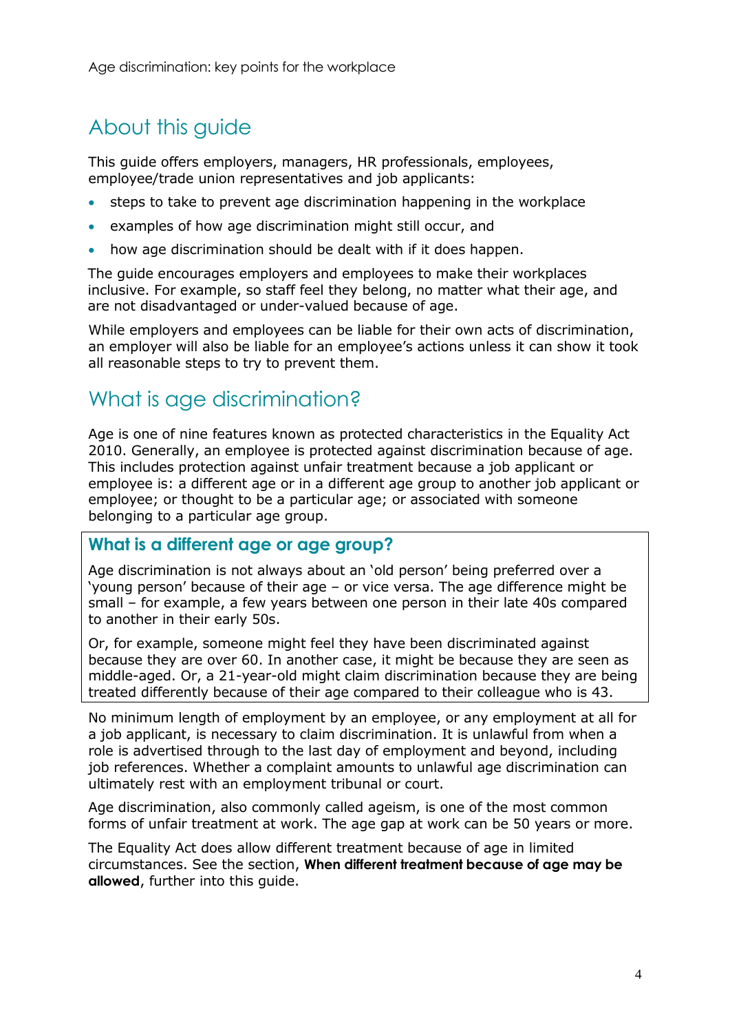## About this guide

This guide offers employers, managers, HR professionals, employees, employee/trade union representatives and job applicants:

- steps to take to prevent age discrimination happening in the workplace
- examples of how age discrimination might still occur, and
- how age discrimination should be dealt with if it does happen.

The guide encourages employers and employees to make their workplaces inclusive. For example, so staff feel they belong, no matter what their age, and are not disadvantaged or under-valued because of age.

While employers and employees can be liable for their own acts of discrimination, an employer will also be liable for an employee's actions unless it can show it took all reasonable steps to try to prevent them.

## What is age discrimination?

Age is one of nine features known as protected characteristics in the Equality Act 2010. Generally, an employee is protected against discrimination because of age. This includes protection against unfair treatment because a job applicant or employee is: a different age or in a different age group to another job applicant or employee; or thought to be a particular age; or associated with someone belonging to a particular age group.

### What is a different age or age group?

Age discrimination is not always about an 'old person' being preferred over a 'young person' because of their age – or vice versa. The age difference might be small – for example, a few years between one person in their late 40s compared to another in their early 50s.

Or, for example, someone might feel they have been discriminated against because they are over 60. In another case, it might be because they are seen as middle-aged. Or, a 21-year-old might claim discrimination because they are being treated differently because of their age compared to their colleague who is 43.

No minimum length of employment by an employee, or any employment at all for a job applicant, is necessary to claim discrimination. It is unlawful from when a role is advertised through to the last day of employment and beyond, including job references. Whether a complaint amounts to unlawful age discrimination can ultimately rest with an employment tribunal or court.

Age discrimination, also commonly called ageism, is one of the most common forms of unfair treatment at work. The age gap at work can be 50 years or more.

The Equality Act does allow different treatment because of age in limited circumstances. See the section, **When different treatment because of age may be allowed**, further into this guide.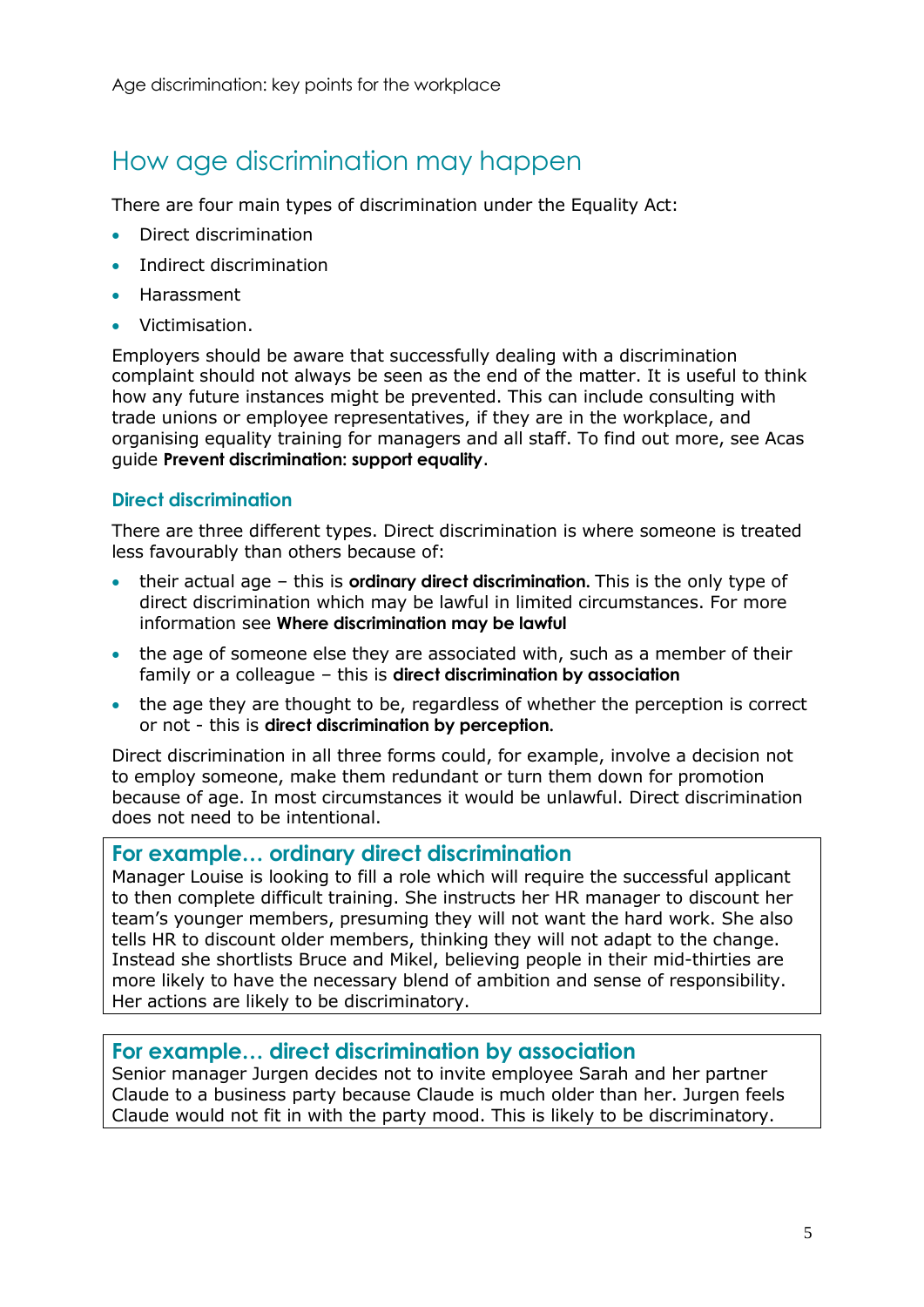## How age discrimination may happen

There are four main types of discrimination under the Equality Act:

- Direct discrimination
- Indirect discrimination
- Harassment
- Victimisation.

Employers should be aware that successfully dealing with a discrimination complaint should not always be seen as the end of the matter. It is useful to think how any future instances might be prevented. This can include consulting with trade unions or employee representatives, if they are in the workplace, and organising equality training for managers and all staff. To find out more, see Acas guide **Prevent discrimination: support equality**.

### Direct discrimination

There are three different types. Direct discrimination is where someone is treated less favourably than others because of:

- their actual age – this is **ordinary direct discrimination**. This is the only type of direct discrimination which may be lawful in limited circumstances. For more information see **Where discrimination may be lawful**
- the age of someone else they are associated with, such as a member of their family or a colleague – this is **direct discrimination by association**
- the age they are thought to be, regardless of whether the perception is correct or not - this is **direct discrimination by perception**.

Direct discrimination in all three forms could, for example, involve a decision not to employ someone, make them redundant or turn them down for promotion because of age. In most circumstances it would be unlawful. Direct discrimination does not need to be intentional.

**For example… ordinary direct discrimination**

Manager Louise is looking to fill a role which will require the successful applicant to then complete difficult training. She instructs her HR manager to discount her team's younger members, presuming they will not want the hard work. She also tells HR to discount older members, thinking they will not adapt to the change. Instead she shortlists Bruce and Mikel, believing people in their mid-thirties are more likely to have the necessary blend of ambition and sense of responsibility. Her actions are likely to be discriminatory.

**For example… direct discrimination by association**

Senior manager Jurgen decides not to invite employee Sarah and her partner Claude to a business party because Claude is much older than her. Jurgen feels Claude would not fit in with the party mood. This is likely to be discriminatory.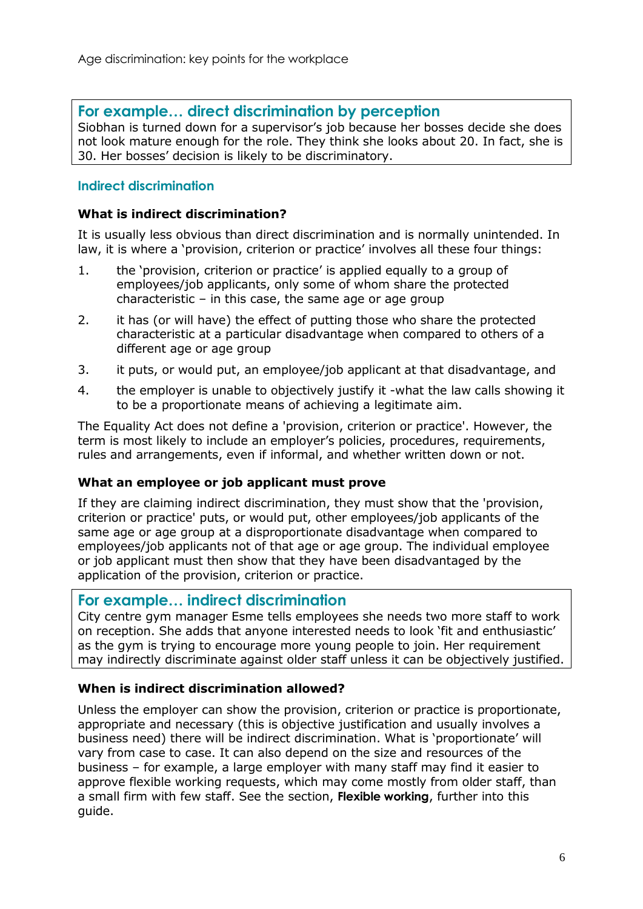### For example… direct discrimination by perception

Siobhan is turned down for a supervisor's job because her bosses decide she does not look mature enough for the role. They think she looks about 20. In fact, she is 30. Her bosses' decision is likely to be discriminatory.

## Indirect discrimination

**What is indirect discrimination?**

It is usually less obvious than direct discrimination and is normally unintended. In law, it is where a 'provision, criterion or practice' involves all these four things:

1. the 'provision, criterion or practice' is applied equally to a group of employees/job applicants, only some of whom share the protected characteristic – in this case, the same age or age group
2. it has (or will have) the effect of putting those who share the protected characteristic at a particular disadvantage when compared to others of a different age or age group
3. it puts, or would put, an employee/job applicant at that disadvantage, and
4. the employer is unable to objectively justify it -what the law calls showing it to be a proportionate means of achieving a legitimate aim.

The Equality Act does not define a 'provision, criterion or practice'. However, the term is most likely to include an employer's policies, procedures, requirements, rules and arrangements, even if informal, and whether written down or not.

**What an employee or job applicant must prove**

If they are claiming indirect discrimination, they must show that the 'provision, criterion or practice' puts, or would put, other employees/job applicants of the same age or age group at a disproportionate disadvantage when compared to employees/job applicants not of that age or age group. The individual employee or job applicant must then show that they have been disadvantaged by the application of the provision, criterion or practice.

### For example… indirect discrimination

City centre gym manager Esme tells employees she needs two more staff to work on reception. She adds that anyone interested needs to look 'fit and enthusiastic' as the gym is trying to encourage more young people to join. Her requirement may indirectly discriminate against older staff unless it can be objectively justified.

**When is indirect discrimination allowed?**

Unless the employer can show the provision, criterion or practice is proportionate, appropriate and necessary (this is objective justification and usually involves a business need) there will be indirect discrimination. What is 'proportionate' will vary from case to case. It can also depend on the size and resources of the business – for example, a large employer with many staff may find it easier to approve flexible working requests, which may come mostly from older staff, than a small firm with few staff. See the section, **Flexible working**, further into this guide.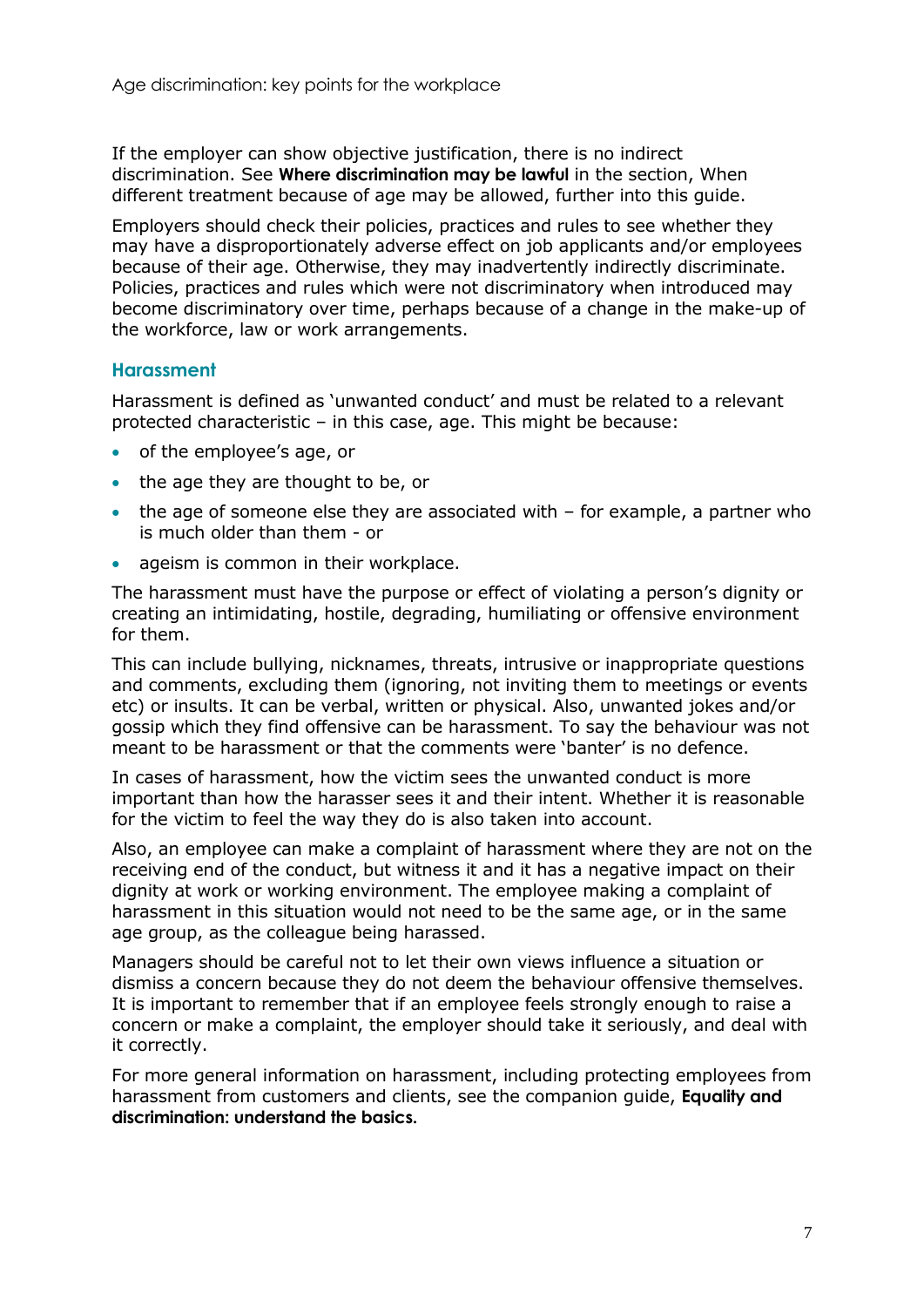If the employer can show objective justification, there is no indirect discrimination. See **Where discrimination may be lawful** in the section, When different treatment because of age may be allowed, further into this guide.

Employers should check their policies, practices and rules to see whether they may have a disproportionately adverse effect on job applicants and/or employees because of their age. Otherwise, they may inadvertently indirectly discriminate. Policies, practices and rules which were not discriminatory when introduced may become discriminatory over time, perhaps because of a change in the make-up of the workforce, law or work arrangements.

### Harassment

Harassment is defined as 'unwanted conduct' and must be related to a relevant protected characteristic – in this case, age. This might be because:

- of the employee's age, or
- the age they are thought to be, or
- the age of someone else they are associated with – for example, a partner who is much older than them - or
- ageism is common in their workplace.

The harassment must have the purpose or effect of violating a person's dignity or creating an intimidating, hostile, degrading, humiliating or offensive environment for them.

This can include bullying, nicknames, threats, intrusive or inappropriate questions and comments, excluding them (ignoring, not inviting them to meetings or events etc) or insults. It can be verbal, written or physical. Also, unwanted jokes and/or gossip which they find offensive can be harassment. To say the behaviour was not meant to be harassment or that the comments were 'banter' is no defence.

In cases of harassment, how the victim sees the unwanted conduct is more important than how the harasser sees it and their intent. Whether it is reasonable for the victim to feel the way they do is also taken into account.

Also, an employee can make a complaint of harassment where they are not on the receiving end of the conduct, but witness it and it has a negative impact on their dignity at work or working environment. The employee making a complaint of harassment in this situation would not need to be the same age, or in the same age group, as the colleague being harassed.

Managers should be careful not to let their own views influence a situation or dismiss a concern because they do not deem the behaviour offensive themselves. It is important to remember that if an employee feels strongly enough to raise a concern or make a complaint, the employer should take it seriously, and deal with it correctly.

For more general information on harassment, including protecting employees from harassment from customers and clients, see the companion guide, **Equality and discrimination: understand the basics.**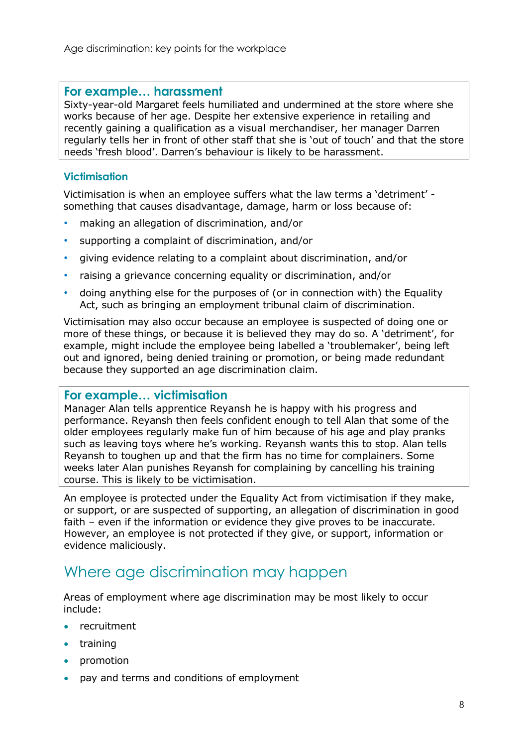### For example… harassment

Sixty-year-old Margaret feels humiliated and undermined at the store where she works because of her age. Despite her extensive experience in retailing and recently gaining a qualification as a visual merchandiser, her manager Darren regularly tells her in front of other staff that she is 'out of touch' and that the store needs 'fresh blood'. Darren's behaviour is likely to be harassment.

### Victimisation

Victimisation is when an employee suffers what the law terms a 'detriment' - something that causes disadvantage, damage, harm or loss because of:

- making an allegation of discrimination, and/or
- supporting a complaint of discrimination, and/or
- giving evidence relating to a complaint about discrimination, and/or
- raising a grievance concerning equality or discrimination, and/or
- doing anything else for the purposes of (or in connection with) the Equality Act, such as bringing an employment tribunal claim of discrimination.

Victimisation may also occur because an employee is suspected of doing one or more of these things, or because it is believed they may do so. A 'detriment', for example, might include the employee being labelled a 'troublemaker', being left out and ignored, being denied training or promotion, or being made redundant because they supported an age discrimination claim.

### For example… victimisation

Manager Alan tells apprentice Reyansh he is happy with his progress and performance. Reyansh then feels confident enough to tell Alan that some of the older employees regularly make fun of him because of his age and play pranks such as leaving toys where he's working. Reyansh wants this to stop. Alan tells Reyansh to toughen up and that the firm has no time for complainers. Some weeks later Alan punishes Reyansh for complaining by cancelling his training course. This is likely to be victimisation.

An employee is protected under the Equality Act from victimisation if they make, or support, or are suspected of supporting, an allegation of discrimination in good faith – even if the information or evidence they give proves to be inaccurate. However, an employee is not protected if they give, or support, information or evidence maliciously.

## Where age discrimination may happen

Areas of employment where age discrimination may be most likely to occur include:

- recruitment
- training
- promotion
- pay and terms and conditions of employment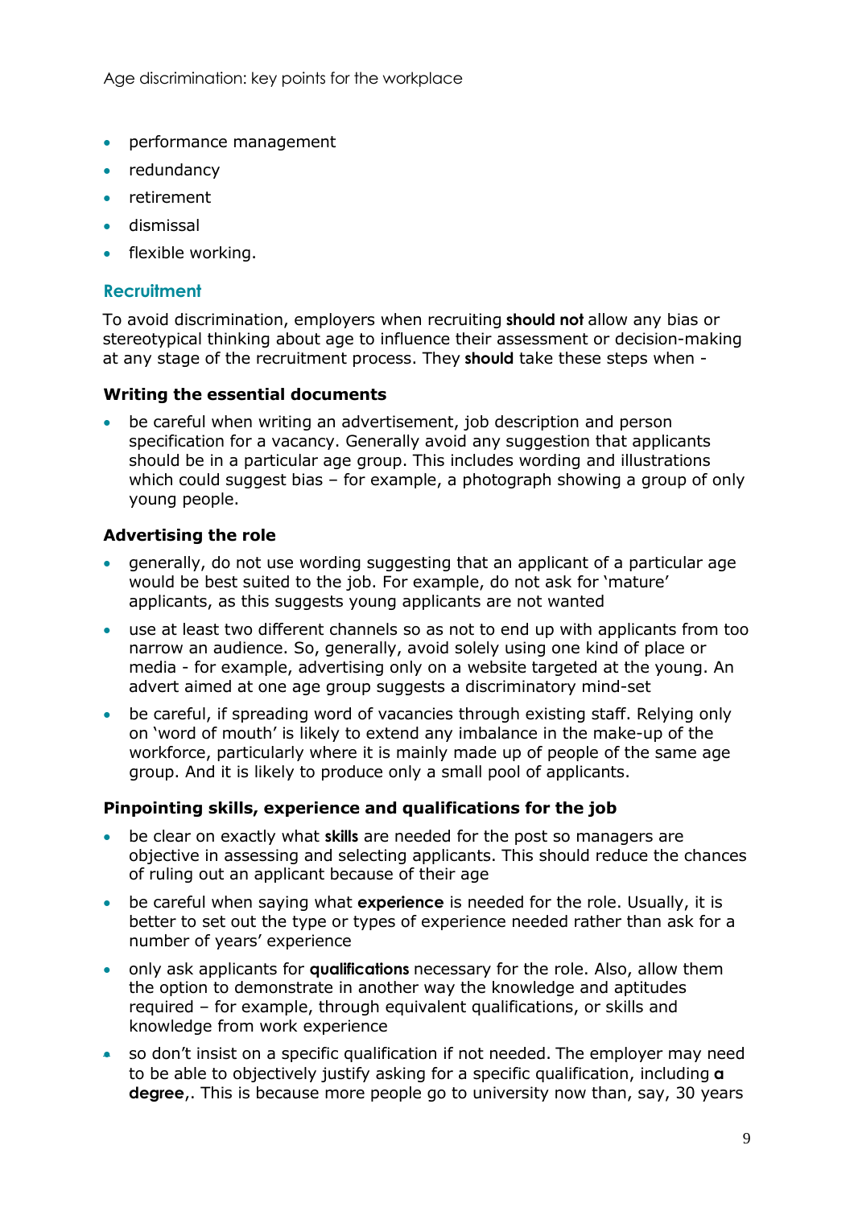- performance management
- redundancy
- retirement
- dismissal
- flexible working.

## Recruitment

To avoid discrimination, employers when recruiting **should not** allow any bias or stereotypical thinking about age to influence their assessment or decision-making at any stage of the recruitment process. They **should** take these steps when -

### Writing the essential documents

- be careful when writing an advertisement, job description and person specification for a vacancy. Generally avoid any suggestion that applicants should be in a particular age group. This includes wording and illustrations which could suggest bias – for example, a photograph showing a group of only young people.

### Advertising the role

- generally, do not use wording suggesting that an applicant of a particular age would be best suited to the job. For example, do not ask for 'mature' applicants, as this suggests young applicants are not wanted
- use at least two different channels so as not to end up with applicants from too narrow an audience. So, generally, avoid solely using one kind of place or media - for example, advertising only on a website targeted at the young. An advert aimed at one age group suggests a discriminatory mind-set
- be careful, if spreading word of vacancies through existing staff. Relying only on 'word of mouth' is likely to extend any imbalance in the make-up of the workforce, particularly where it is mainly made up of people of the same age group. And it is likely to produce only a small pool of applicants.

### Pinpointing skills, experience and qualifications for the job

- be clear on exactly what **skills** are needed for the post so managers are objective in assessing and selecting applicants. This should reduce the chances of ruling out an applicant because of their age
- be careful when saying what **experience** is needed for the role. Usually, it is better to set out the type or types of experience needed rather than ask for a number of years' experience
- only ask applicants for **qualifications** necessary for the role. Also, allow them the option to demonstrate in another way the knowledge and aptitudes required – for example, through equivalent qualifications, or skills and knowledge from work experience
- so don't insist on a specific qualification if not needed. The employer may need to be able to objectively justify asking for a specific qualification, including **a degree**,. This is because more people go to university now than, say, 30 years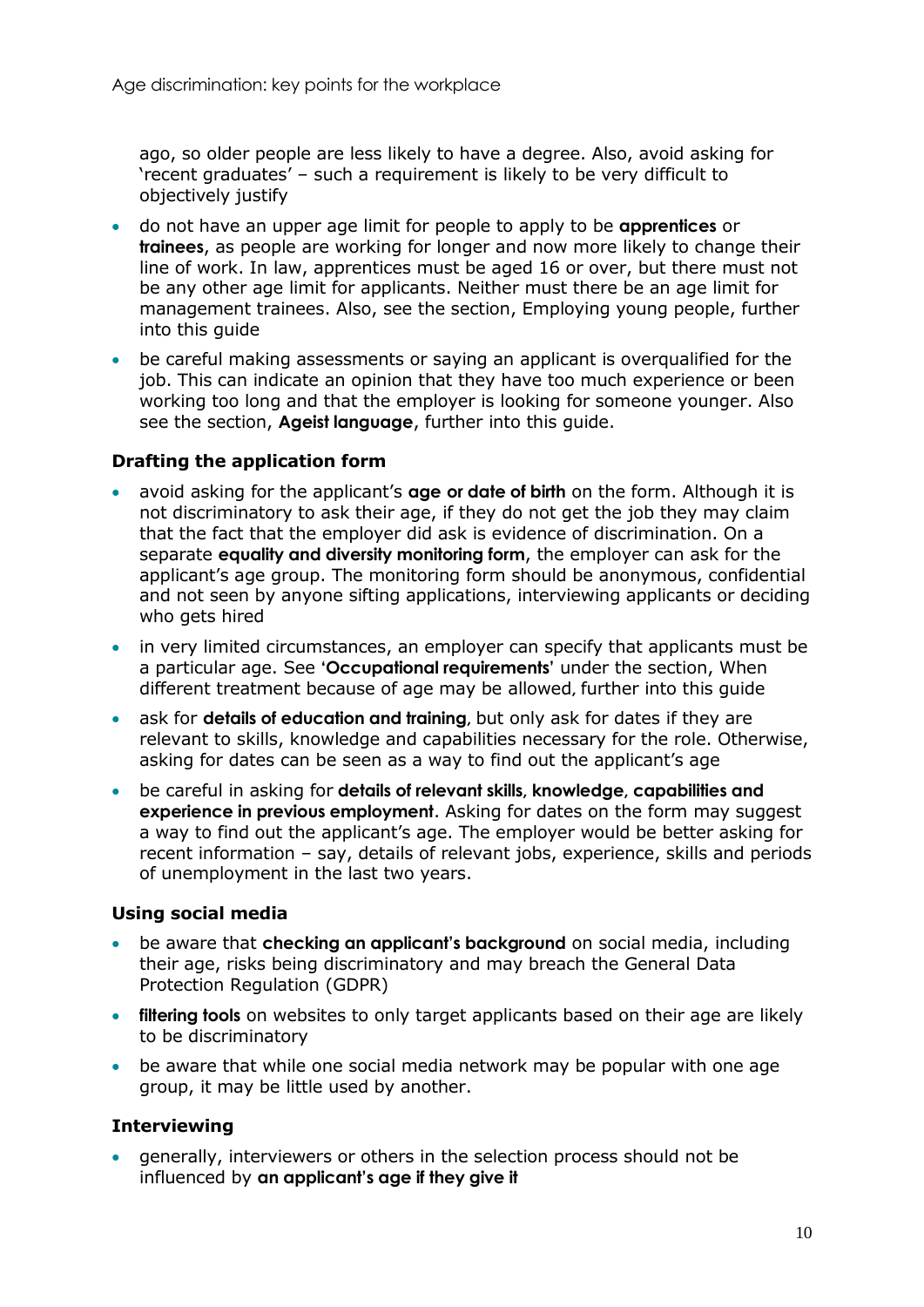ago, so older people are less likely to have a degree. Also, avoid asking for 'recent graduates' – such a requirement is likely to be very difficult to objectively justify

- do not have an upper age limit for people to apply to be **apprentices** or **trainees**, as people are working for longer and now more likely to change their line of work. In law, apprentices must be aged 16 or over, but there must not be any other age limit for applicants. Neither must there be an age limit for management trainees. Also, see the section, Employing young people, further into this guide
- be careful making assessments or saying an applicant is overqualified for the job. This can indicate an opinion that they have too much experience or been working too long and that the employer is looking for someone younger. Also see the section, **Ageist language**, further into this guide.

### Drafting the application form

- avoid asking for the applicant's **age or date of birth** on the form. Although it is not discriminatory to ask their age, if they do not get the job they may claim that the fact that the employer did ask is evidence of discrimination. On a separate **equality and diversity monitoring form**, the employer can ask for the applicant's age group. The monitoring form should be anonymous, confidential and not seen by anyone sifting applications, interviewing applicants or deciding who gets hired
- in very limited circumstances, an employer can specify that applicants must be a particular age. See '**Occupational requirements**' under the section, When different treatment because of age may be allowed, further into this guide
- ask for **details of education and training**, but only ask for dates if they are relevant to skills, knowledge and capabilities necessary for the role. Otherwise, asking for dates can be seen as a way to find out the applicant's age
- be careful in asking for **details of relevant skills**, **knowledge**, **capabilities and experience in previous employment**. Asking for dates on the form may suggest a way to find out the applicant's age. The employer would be better asking for recent information – say, details of relevant jobs, experience, skills and periods of unemployment in the last two years.

### Using social media

- be aware that **checking an applicant's background** on social media, including their age, risks being discriminatory and may breach the General Data Protection Regulation (GDPR)
- **filtering tools** on websites to only target applicants based on their age are likely to be discriminatory
- be aware that while one social media network may be popular with one age group, it may be little used by another.

### Interviewing

- generally, interviewers or others in the selection process should not be influenced by **an applicant's age if they give it**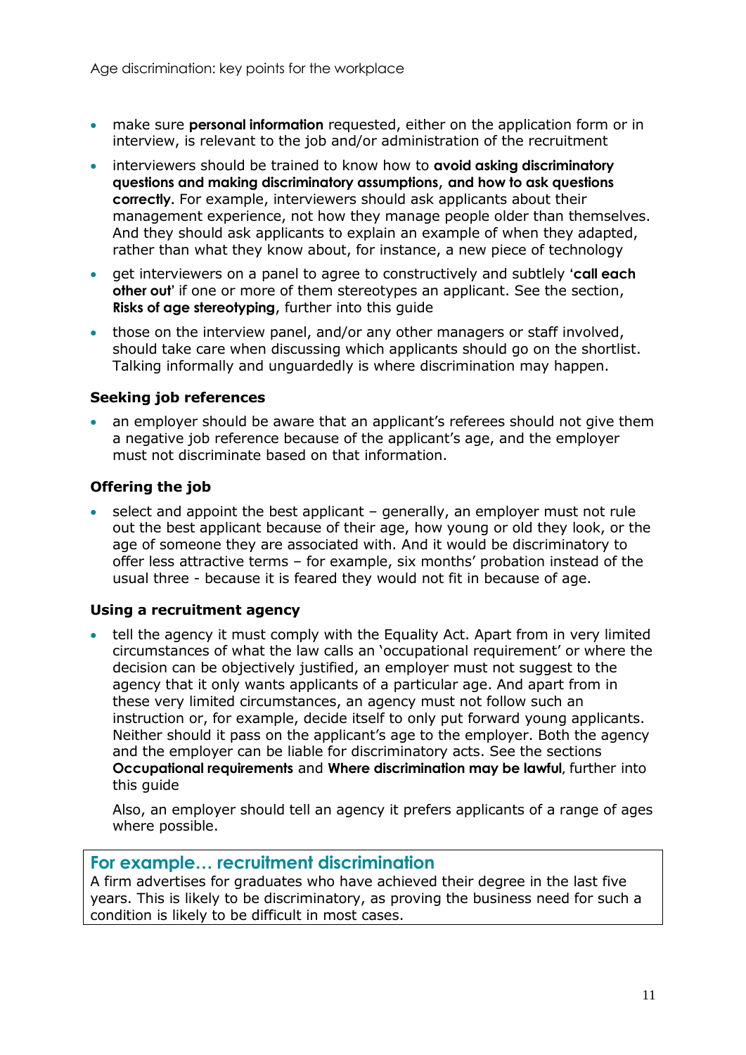- make sure **personal information** requested, either on the application form or in interview, is relevant to the job and/or administration of the recruitment
- interviewers should be trained to know how to **avoid asking discriminatory questions and making discriminatory assumptions**, **and how to ask questions correctly**. For example, interviewers should ask applicants about their management experience, not how they manage people older than themselves. And they should ask applicants to explain an example of when they adapted, rather than what they know about, for instance, a new piece of technology
- get interviewers on a panel to agree to constructively and subtlely '**call each other out**' if one or more of them stereotypes an applicant. See the section, **Risks of age stereotyping**, further into this guide
- those on the interview panel, and/or any other managers or staff involved, should take care when discussing which applicants should go on the shortlist. Talking informally and unguardedly is where discrimination may happen.

### Seeking job references

- an employer should be aware that an applicant's referees should not give them a negative job reference because of the applicant's age, and the employer must not discriminate based on that information.

### Offering the job

- select and appoint the best applicant – generally, an employer must not rule out the best applicant because of their age, how young or old they look, or the age of someone they are associated with. And it would be discriminatory to offer less attractive terms – for example, six months' probation instead of the usual three - because it is feared they would not fit in because of age.

### Using a recruitment agency

- tell the agency it must comply with the Equality Act. Apart from in very limited circumstances of what the law calls an 'occupational requirement' or where the decision can be objectively justified, an employer must not suggest to the agency that it only wants applicants of a particular age. And apart from in these very limited circumstances, an agency must not follow such an instruction or, for example, decide itself to only put forward young applicants. Neither should it pass on the applicant's age to the employer. Both the agency and the employer can be liable for discriminatory acts. See the sections **Occupational requirements** and **Where discrimination may be lawful**, further into this guide

  Also, an employer should tell an agency it prefers applicants of a range of ages where possible.

### For example… recruitment discrimination

A firm advertises for graduates who have achieved their degree in the last five years. This is likely to be discriminatory, as proving the business need for such a condition is likely to be difficult in most cases.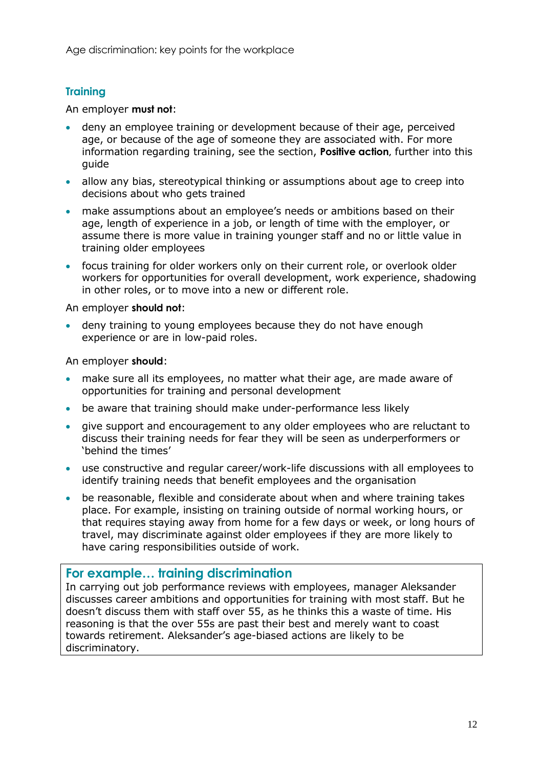## Training

An employer **must not**:

- deny an employee training or development because of their age, perceived age, or because of the age of someone they are associated with. For more information regarding training, see the section, **Positive action**, further into this guide
- allow any bias, stereotypical thinking or assumptions about age to creep into decisions about who gets trained
- make assumptions about an employee's needs or ambitions based on their age, length of experience in a job, or length of time with the employer, or assume there is more value in training younger staff and no or little value in training older employees
- focus training for older workers only on their current role, or overlook older workers for opportunities for overall development, work experience, shadowing in other roles, or to move into a new or different role.

An employer **should not**:

- deny training to young employees because they do not have enough experience or are in low-paid roles.

An employer **should**:

- make sure all its employees, no matter what their age, are made aware of opportunities for training and personal development
- be aware that training should make under-performance less likely
- give support and encouragement to any older employees who are reluctant to discuss their training needs for fear they will be seen as underperformers or 'behind the times'
- use constructive and regular career/work-life discussions with all employees to identify training needs that benefit employees and the organisation
- be reasonable, flexible and considerate about when and where training takes place. For example, insisting on training outside of normal working hours, or that requires staying away from home for a few days or week, or long hours of travel, may discriminate against older employees if they are more likely to have caring responsibilities outside of work.

### For example… training discrimination

In carrying out job performance reviews with employees, manager Aleksander discusses career ambitions and opportunities for training with most staff. But he doesn't discuss them with staff over 55, as he thinks this a waste of time. His reasoning is that the over 55s are past their best and merely want to coast towards retirement. Aleksander's age-biased actions are likely to be discriminatory.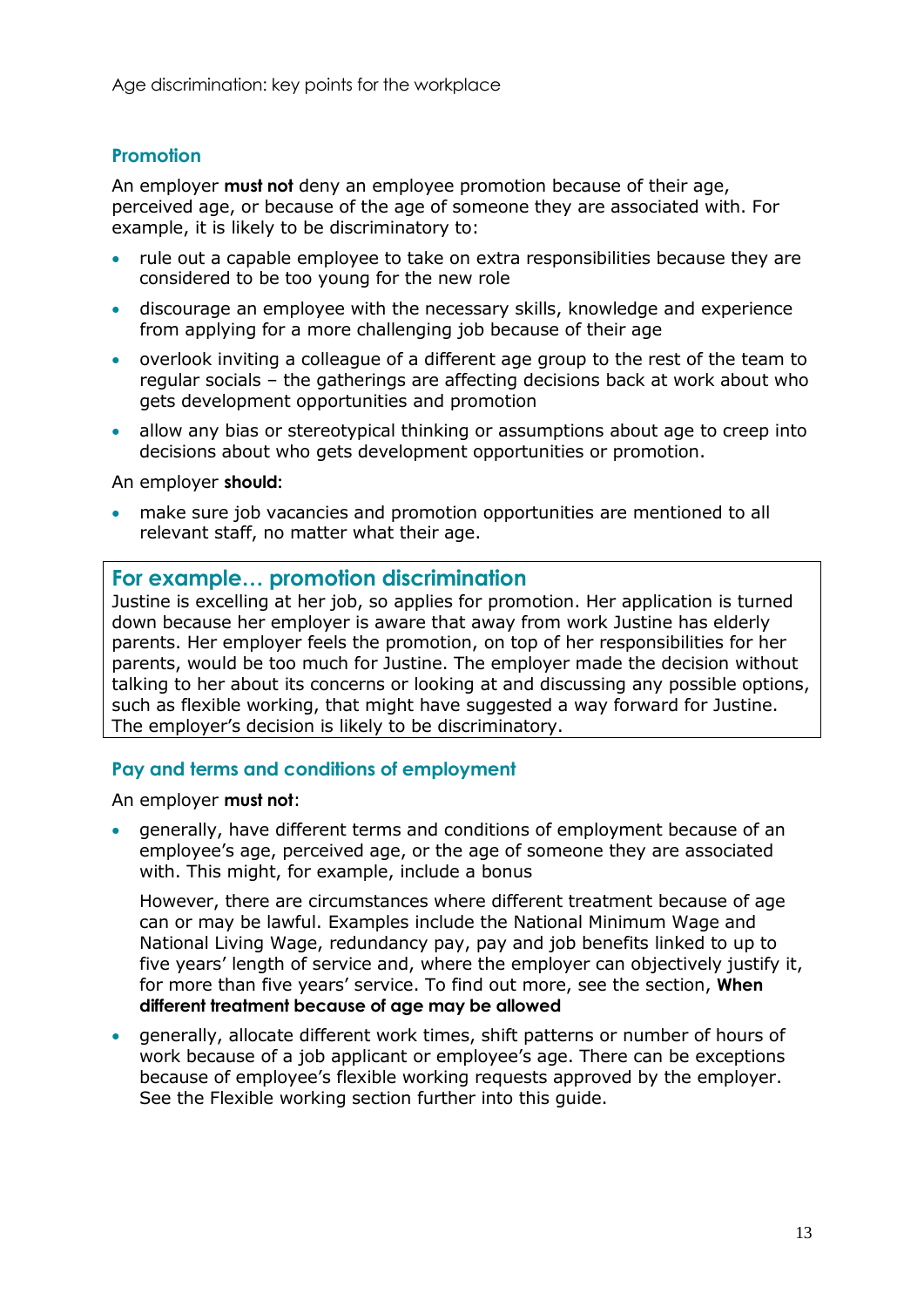## Promotion

An employer **must not** deny an employee promotion because of their age, perceived age, or because of the age of someone they are associated with. For example, it is likely to be discriminatory to:

- rule out a capable employee to take on extra responsibilities because they are considered to be too young for the new role
- discourage an employee with the necessary skills, knowledge and experience from applying for a more challenging job because of their age
- overlook inviting a colleague of a different age group to the rest of the team to regular socials – the gatherings are affecting decisions back at work about who gets development opportunities and promotion
- allow any bias or stereotypical thinking or assumptions about age to creep into decisions about who gets development opportunities or promotion.

An employer **should**:

- make sure job vacancies and promotion opportunities are mentioned to all relevant staff, no matter what their age.

### For example… promotion discrimination

Justine is excelling at her job, so applies for promotion. Her application is turned down because her employer is aware that away from work Justine has elderly parents. Her employer feels the promotion, on top of her responsibilities for her parents, would be too much for Justine. The employer made the decision without talking to her about its concerns or looking at and discussing any possible options, such as flexible working, that might have suggested a way forward for Justine. The employer's decision is likely to be discriminatory.

## Pay and terms and conditions of employment

An employer **must not**:

- generally, have different terms and conditions of employment because of an employee's age, perceived age, or the age of someone they are associated with. This might, for example, include a bonus

  However, there are circumstances where different treatment because of age can or may be lawful. Examples include the National Minimum Wage and National Living Wage, redundancy pay, pay and job benefits linked to up to five years' length of service and, where the employer can objectively justify it, for more than five years' service. To find out more, see the section, **When different treatment because of age may be allowed**

- generally, allocate different work times, shift patterns or number of hours of work because of a job applicant or employee's age. There can be exceptions because of employee's flexible working requests approved by the employer. See the Flexible working section further into this guide.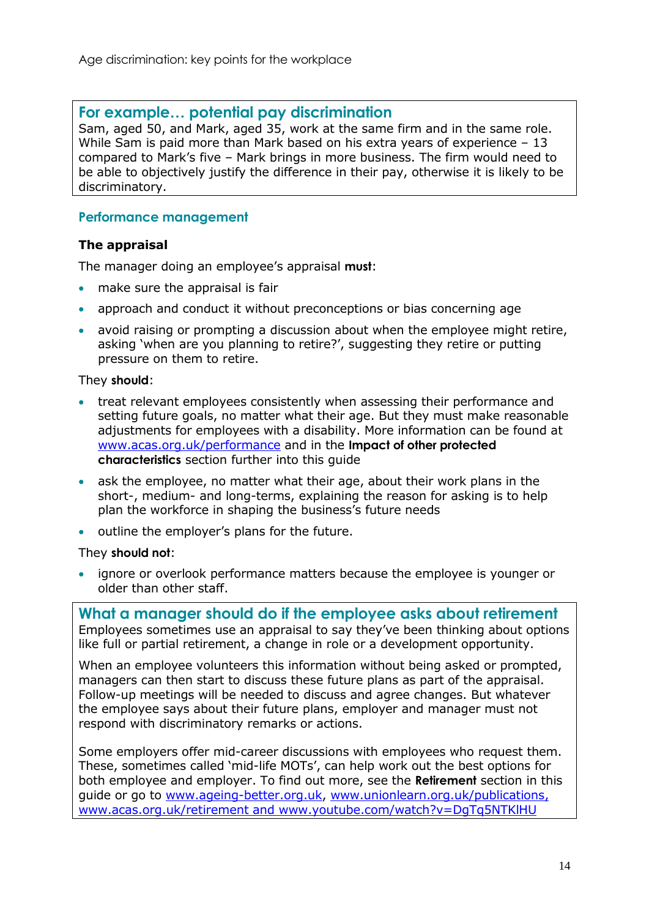### For example… potential pay discrimination

Sam, aged 50, and Mark, aged 35, work at the same firm and in the same role. While Sam is paid more than Mark based on his extra years of experience – 13 compared to Mark's five – Mark brings in more business. The firm would need to be able to objectively justify the difference in their pay, otherwise it is likely to be discriminatory.

## Performance management

### The appraisal

The manager doing an employee's appraisal **must**:

- make sure the appraisal is fair
- approach and conduct it without preconceptions or bias concerning age
- avoid raising or prompting a discussion about when the employee might retire, asking 'when are you planning to retire?', suggesting they retire or putting pressure on them to retire.

They **should**:

- treat relevant employees consistently when assessing their performance and setting future goals, no matter what their age. But they must make reasonable adjustments for employees with a disability. More information can be found at www.acas.org.uk/performance and in the **Impact of other protected characteristics** section further into this guide
- ask the employee, no matter what their age, about their work plans in the short-, medium- and long-terms, explaining the reason for asking is to help plan the workforce in shaping the business's future needs
- outline the employer's plans for the future.

They **should not**:

- ignore or overlook performance matters because the employee is younger or older than other staff.

### What a manager should do if the employee asks about retirement

Employees sometimes use an appraisal to say they've been thinking about options like full or partial retirement, a change in role or a development opportunity.

When an employee volunteers this information without being asked or prompted, managers can then start to discuss these future plans as part of the appraisal. Follow-up meetings will be needed to discuss and agree changes. But whatever the employee says about their future plans, employer and manager must not respond with discriminatory remarks or actions.

Some employers offer mid-career discussions with employees who request them. These, sometimes called 'mid-life MOTs', can help work out the best options for both employee and employer. To find out more, see the **Retirement** section in this guide or go to www.ageing-better.org.uk, www.unionlearn.org.uk/publications, www.acas.org.uk/retirement and www.youtube.com/watch?v=DgTq5NTKlHU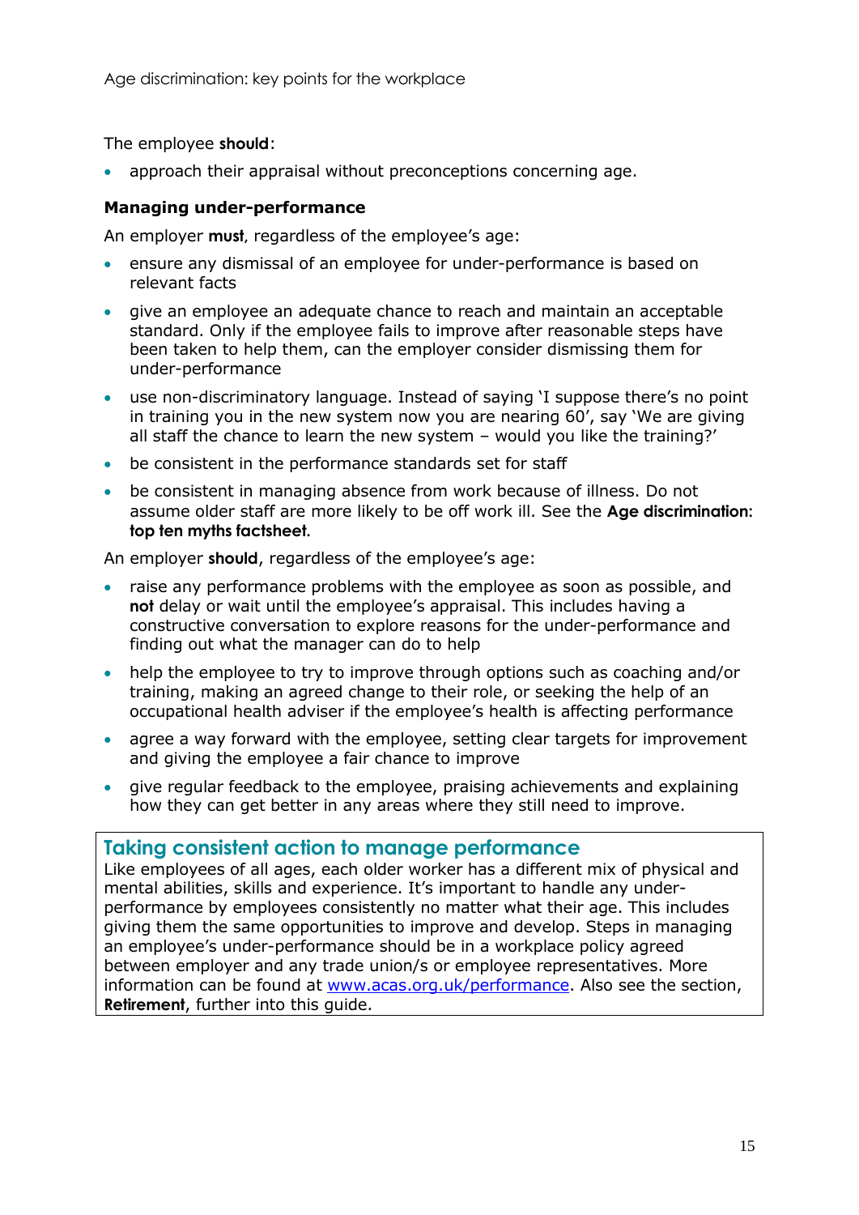The employee **should**:

- approach their appraisal without preconceptions concerning age.

### Managing under-performance

An employer **must**, regardless of the employee's age:

- ensure any dismissal of an employee for under-performance is based on relevant facts
- give an employee an adequate chance to reach and maintain an acceptable standard. Only if the employee fails to improve after reasonable steps have been taken to help them, can the employer consider dismissing them for under-performance
- use non-discriminatory language. Instead of saying 'I suppose there's no point in training you in the new system now you are nearing 60', say 'We are giving all staff the chance to learn the new system – would you like the training?'
- be consistent in the performance standards set for staff
- be consistent in managing absence from work because of illness. Do not assume older staff are more likely to be off work ill. See the **Age discrimination: top ten myths factsheet.**

An employer **should**, regardless of the employee's age:

- raise any performance problems with the employee as soon as possible, and **not** delay or wait until the employee's appraisal. This includes having a constructive conversation to explore reasons for the under-performance and finding out what the manager can do to help
- help the employee to try to improve through options such as coaching and/or training, making an agreed change to their role, or seeking the help of an occupational health adviser if the employee's health is affecting performance
- agree a way forward with the employee, setting clear targets for improvement and giving the employee a fair chance to improve
- give regular feedback to the employee, praising achievements and explaining how they can get better in any areas where they still need to improve.

### Taking consistent action to manage performance

Like employees of all ages, each older worker has a different mix of physical and mental abilities, skills and experience. It's important to handle any under-performance by employees consistently no matter what their age. This includes giving them the same opportunities to improve and develop. Steps in managing an employee's under-performance should be in a workplace policy agreed between employer and any trade union/s or employee representatives. More information can be found at www.acas.org.uk/performance. Also see the section, **Retirement**, further into this guide.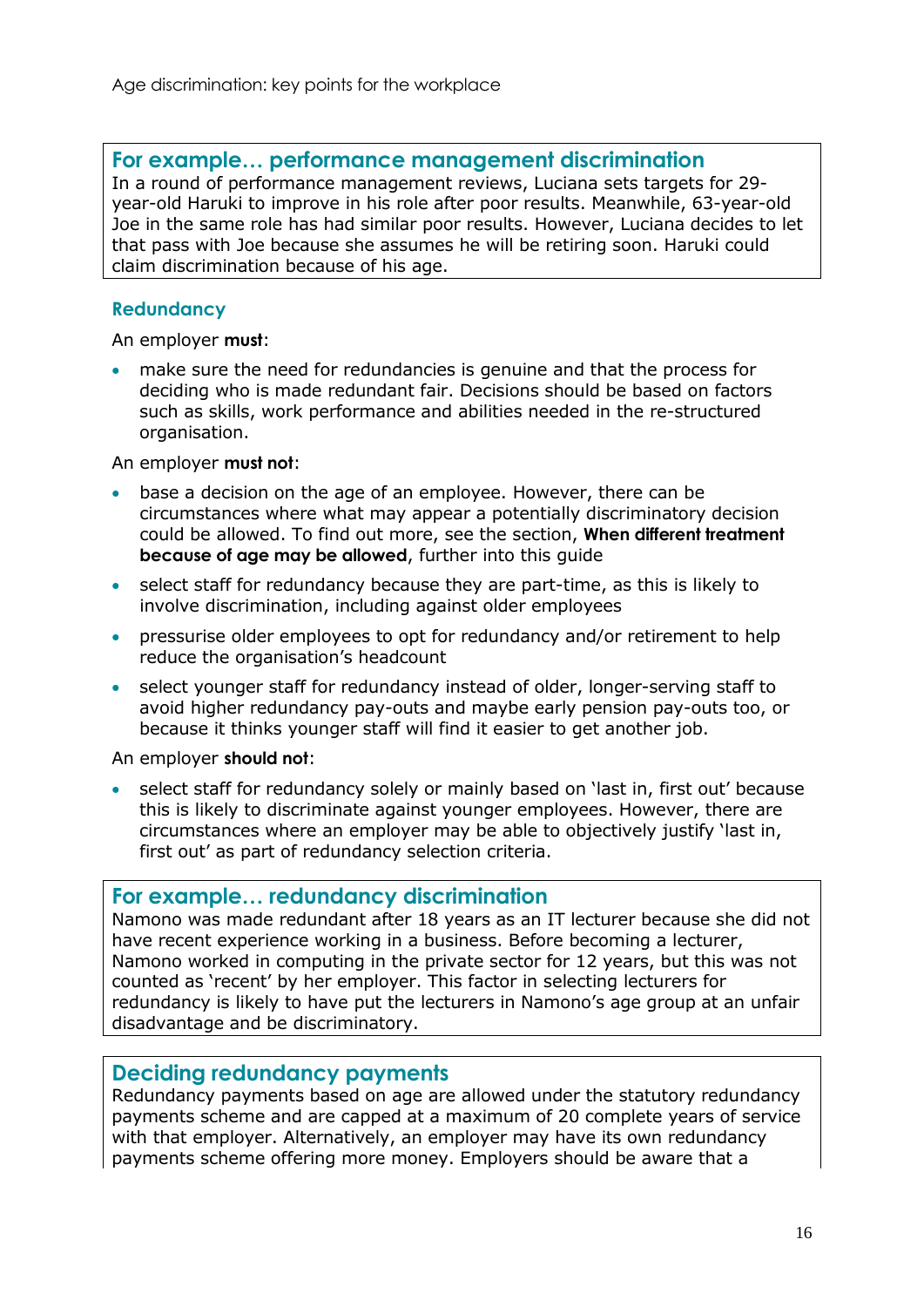### For example… performance management discrimination

In a round of performance management reviews, Luciana sets targets for 29-year-old Haruki to improve in his role after poor results. Meanwhile, 63-year-old Joe in the same role has had similar poor results. However, Luciana decides to let that pass with Joe because she assumes he will be retiring soon. Haruki could claim discrimination because of his age.

### Redundancy

An employer **must**:

- make sure the need for redundancies is genuine and that the process for deciding who is made redundant fair. Decisions should be based on factors such as skills, work performance and abilities needed in the re-structured organisation.

An employer **must not**:

- base a decision on the age of an employee. However, there can be circumstances where what may appear a potentially discriminatory decision could be allowed. To find out more, see the section, **When different treatment because of age may be allowed**, further into this guide
- select staff for redundancy because they are part-time, as this is likely to involve discrimination, including against older employees
- pressurise older employees to opt for redundancy and/or retirement to help reduce the organisation's headcount
- select younger staff for redundancy instead of older, longer-serving staff to avoid higher redundancy pay-outs and maybe early pension pay-outs too, or because it thinks younger staff will find it easier to get another job.

An employer **should not**:

- select staff for redundancy solely or mainly based on 'last in, first out' because this is likely to discriminate against younger employees. However, there are circumstances where an employer may be able to objectively justify 'last in, first out' as part of redundancy selection criteria.

### For example… redundancy discrimination

Namono was made redundant after 18 years as an IT lecturer because she did not have recent experience working in a business. Before becoming a lecturer, Namono worked in computing in the private sector for 12 years, but this was not counted as 'recent' by her employer. This factor in selecting lecturers for redundancy is likely to have put the lecturers in Namono's age group at an unfair disadvantage and be discriminatory.

### Deciding redundancy payments

Redundancy payments based on age are allowed under the statutory redundancy payments scheme and are capped at a maximum of 20 complete years of service with that employer. Alternatively, an employer may have its own redundancy payments scheme offering more money. Employers should be aware that a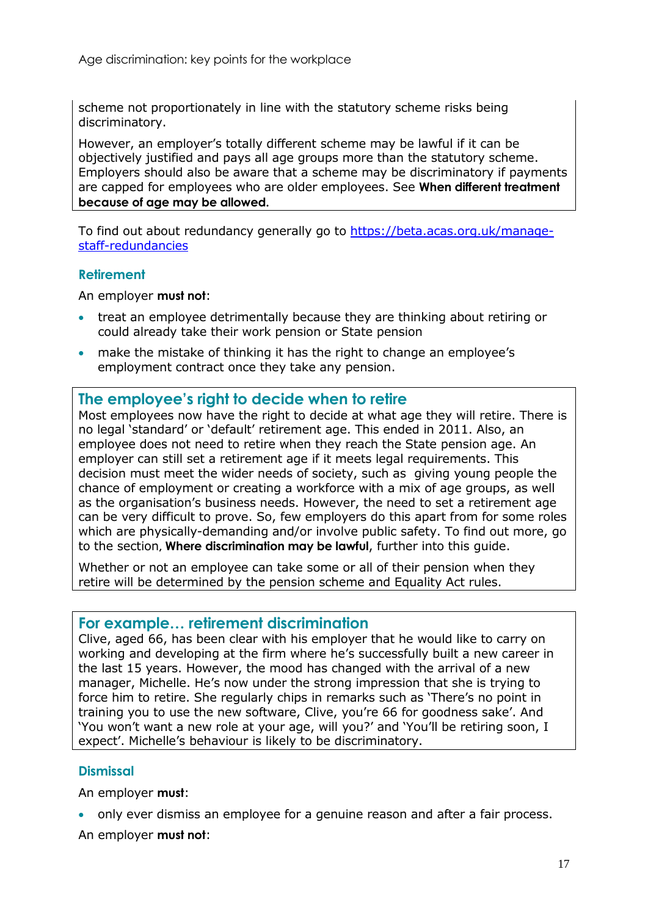scheme not proportionately in line with the statutory scheme risks being discriminatory.

However, an employer's totally different scheme may be lawful if it can be objectively justified and pays all age groups more than the statutory scheme. Employers should also be aware that a scheme may be discriminatory if payments are capped for employees who are older employees. See **When different treatment because of age may be allowed.**

To find out about redundancy generally go to [https://beta.acas.org.uk/manage-staff-redundancies](https://beta.acas.org.uk/manage-staff-redundancies)

### Retirement

An employer **must not**:

- treat an employee detrimentally because they are thinking about retiring or could already take their work pension or State pension
- make the mistake of thinking it has the right to change an employee's employment contract once they take any pension.

## The employee's right to decide when to retire

Most employees now have the right to decide at what age they will retire. There is no legal 'standard' or 'default' retirement age. This ended in 2011. Also, an employee does not need to retire when they reach the State pension age. An employer can still set a retirement age if it meets legal requirements. This decision must meet the wider needs of society, such as giving young people the chance of employment or creating a workforce with a mix of age groups, as well as the organisation's business needs. However, the need to set a retirement age can be very difficult to prove. So, few employers do this apart from for some roles which are physically-demanding and/or involve public safety. To find out more, go to the section, **Where discrimination may be lawful**, further into this guide.

Whether or not an employee can take some or all of their pension when they retire will be determined by the pension scheme and Equality Act rules.

## For example… retirement discrimination

Clive, aged 66, has been clear with his employer that he would like to carry on working and developing at the firm where he's successfully built a new career in the last 15 years. However, the mood has changed with the arrival of a new manager, Michelle. He's now under the strong impression that she is trying to force him to retire. She regularly chips in remarks such as 'There's no point in training you to use the new software, Clive, you're 66 for goodness sake'. And 'You won't want a new role at your age, will you?' and 'You'll be retiring soon, I expect'. Michelle's behaviour is likely to be discriminatory.

### Dismissal

An employer **must**:

- only ever dismiss an employee for a genuine reason and after a fair process.

An employer **must not**: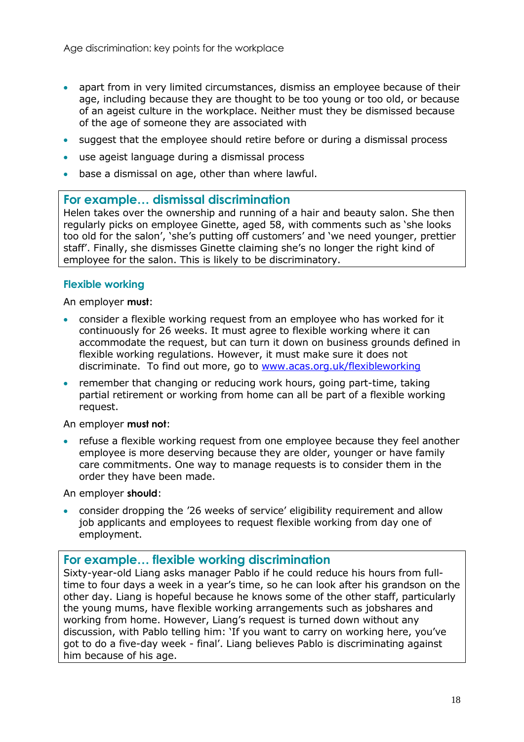- apart from in very limited circumstances, dismiss an employee because of their age, including because they are thought to be too young or too old, or because of an ageist culture in the workplace. Neither must they be dismissed because of the age of someone they are associated with
- suggest that the employee should retire before or during a dismissal process
- use ageist language during a dismissal process
- base a dismissal on age, other than where lawful.

> **For example… dismissal discrimination**
>
> Helen takes over the ownership and running of a hair and beauty salon. She then regularly picks on employee Ginette, aged 58, with comments such as 'she looks too old for the salon', 'she's putting off customers' and 'we need younger, prettier staff'. Finally, she dismisses Ginette claiming she's no longer the right kind of employee for the salon. This is likely to be discriminatory.

### Flexible working

An employer **must**:

- consider a flexible working request from an employee who has worked for it continuously for 26 weeks. It must agree to flexible working where it can accommodate the request, but can turn it down on business grounds defined in flexible working regulations. However, it must make sure it does not discriminate. To find out more, go to [www.acas.org.uk/flexibleworking](http://www.acas.org.uk/flexibleworking)
- remember that changing or reducing work hours, going part-time, taking partial retirement or working from home can all be part of a flexible working request.

An employer **must not**:

- refuse a flexible working request from one employee because they feel another employee is more deserving because they are older, younger or have family care commitments. One way to manage requests is to consider them in the order they have been made.

An employer **should**:

- consider dropping the '26 weeks of service' eligibility requirement and allow job applicants and employees to request flexible working from day one of employment.

> **For example… flexible working discrimination**
>
> Sixty-year-old Liang asks manager Pablo if he could reduce his hours from full-time to four days a week in a year's time, so he can look after his grandson on the other day. Liang is hopeful because he knows some of the other staff, particularly the young mums, have flexible working arrangements such as jobshares and working from home. However, Liang's request is turned down without any discussion, with Pablo telling him: 'If you want to carry on working here, you've got to do a five-day week - final'. Liang believes Pablo is discriminating against him because of his age.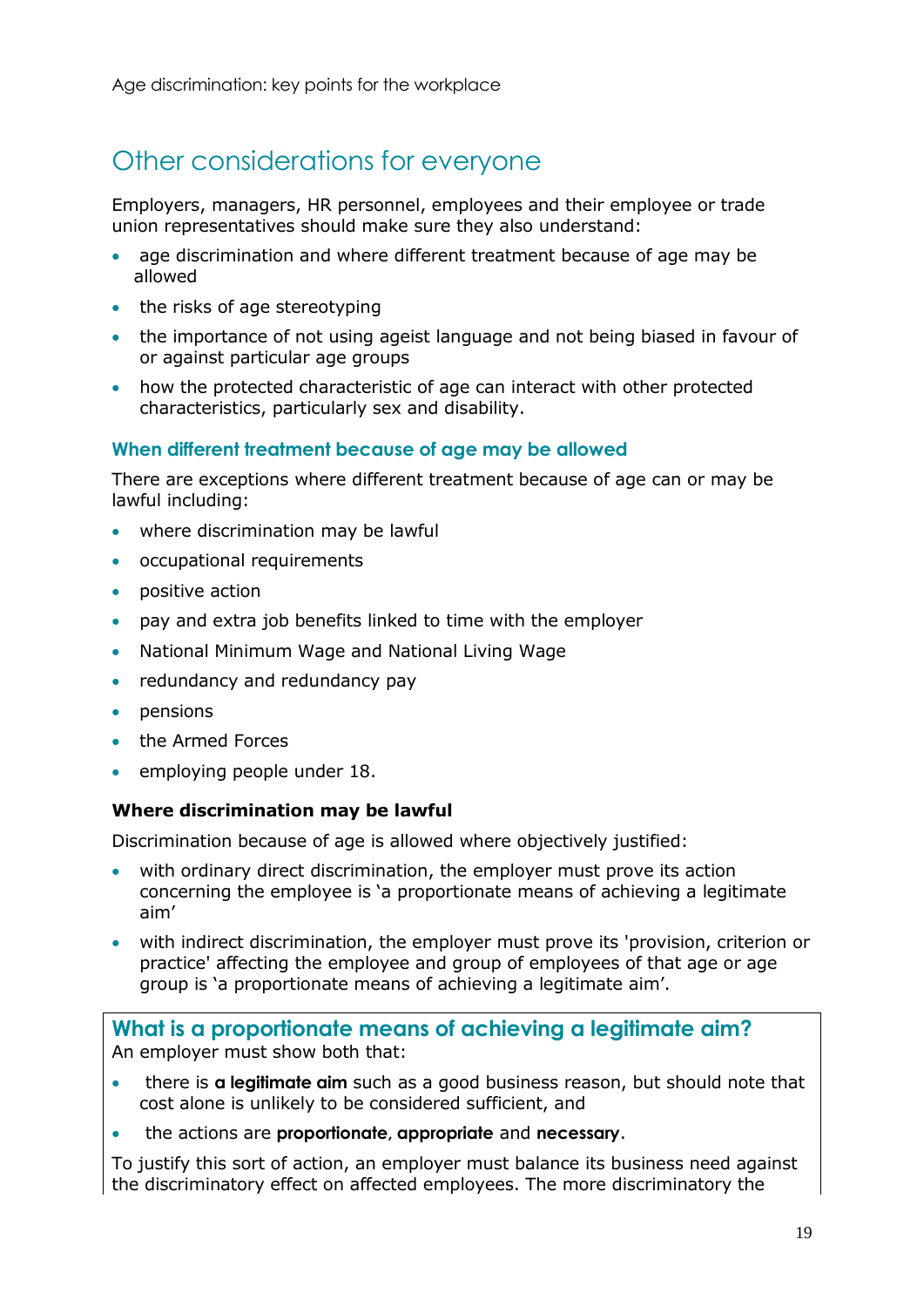## Other considerations for everyone

Employers, managers, HR personnel, employees and their employee or trade union representatives should make sure they also understand:

- age discrimination and where different treatment because of age may be allowed
- the risks of age stereotyping
- the importance of not using ageist language and not being biased in favour of or against particular age groups
- how the protected characteristic of age can interact with other protected characteristics, particularly sex and disability.

### When different treatment because of age may be allowed

There are exceptions where different treatment because of age can or may be lawful including:

- where discrimination may be lawful
- occupational requirements
- positive action
- pay and extra job benefits linked to time with the employer
- National Minimum Wage and National Living Wage
- redundancy and redundancy pay
- pensions
- the Armed Forces
- employing people under 18.

#### Where discrimination may be lawful

Discrimination because of age is allowed where objectively justified:

- with ordinary direct discrimination, the employer must prove its action concerning the employee is 'a proportionate means of achieving a legitimate aim'
- with indirect discrimination, the employer must prove its 'provision, criterion or practice' affecting the employee and group of employees of that age or age group is 'a proportionate means of achieving a legitimate aim'.

### What is a proportionate means of achieving a legitimate aim?

An employer must show both that:

- there is **a legitimate aim** such as a good business reason, but should note that cost alone is unlikely to be considered sufficient, and
- the actions are **proportionate**, **appropriate** and **necessary**.

To justify this sort of action, an employer must balance its business need against the discriminatory effect on affected employees. The more discriminatory the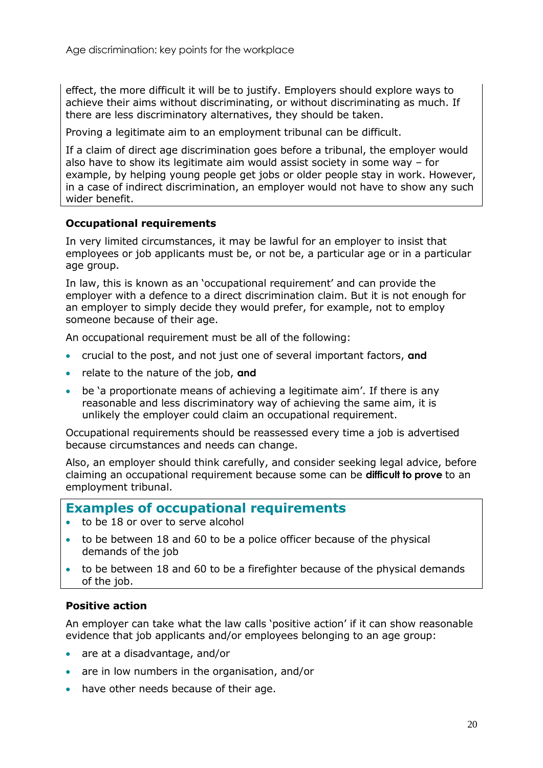effect, the more difficult it will be to justify. Employers should explore ways to achieve their aims without discriminating, or without discriminating as much. If there are less discriminatory alternatives, they should be taken.

Proving a legitimate aim to an employment tribunal can be difficult.

If a claim of direct age discrimination goes before a tribunal, the employer would also have to show its legitimate aim would assist society in some way – for example, by helping young people get jobs or older people stay in work. However, in a case of indirect discrimination, an employer would not have to show any such wider benefit.

### Occupational requirements

In very limited circumstances, it may be lawful for an employer to insist that employees or job applicants must be, or not be, a particular age or in a particular age group.

In law, this is known as an 'occupational requirement' and can provide the employer with a defence to a direct discrimination claim. But it is not enough for an employer to simply decide they would prefer, for example, not to employ someone because of their age.

An occupational requirement must be all of the following:

- crucial to the post, and not just one of several important factors, **and**
- relate to the nature of the job, **and**
- be 'a proportionate means of achieving a legitimate aim'. If there is any reasonable and less discriminatory way of achieving the same aim, it is unlikely the employer could claim an occupational requirement.

Occupational requirements should be reassessed every time a job is advertised because circumstances and needs can change.

Also, an employer should think carefully, and consider seeking legal advice, before claiming an occupational requirement because some can be **difficult to prove** to an employment tribunal.

## Examples of occupational requirements

- to be 18 or over to serve alcohol
- to be between 18 and 60 to be a police officer because of the physical demands of the job
- to be between 18 and 60 to be a firefighter because of the physical demands of the job.

### Positive action

An employer can take what the law calls 'positive action' if it can show reasonable evidence that job applicants and/or employees belonging to an age group:

- are at a disadvantage, and/or
- are in low numbers in the organisation, and/or
- have other needs because of their age.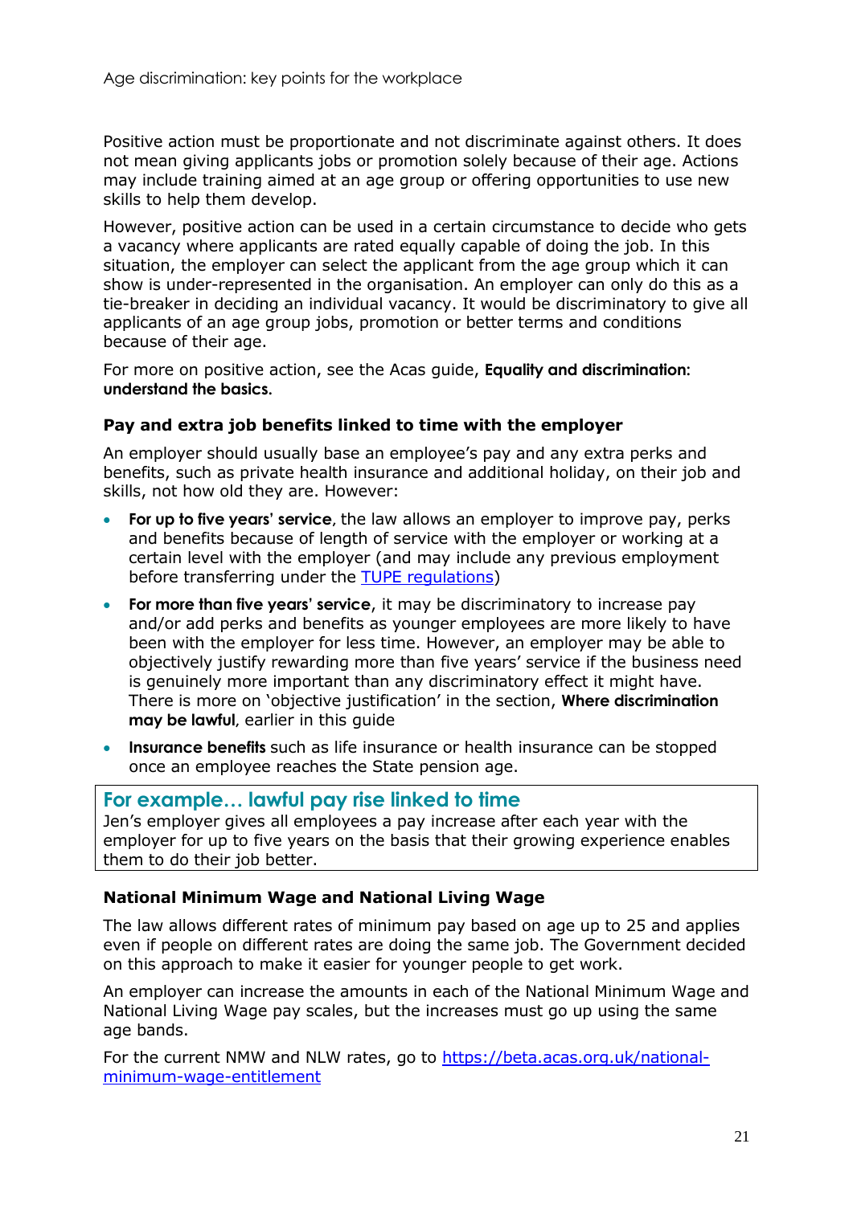Positive action must be proportionate and not discriminate against others. It does not mean giving applicants jobs or promotion solely because of their age. Actions may include training aimed at an age group or offering opportunities to use new skills to help them develop.

However, positive action can be used in a certain circumstance to decide who gets a vacancy where applicants are rated equally capable of doing the job. In this situation, the employer can select the applicant from the age group which it can show is under-represented in the organisation. An employer can only do this as a tie-breaker in deciding an individual vacancy. It would be discriminatory to give all applicants of an age group jobs, promotion or better terms and conditions because of their age.

For more on positive action, see the Acas guide, **Equality and discrimination: understand the basics.**

### Pay and extra job benefits linked to time with the employer

An employer should usually base an employee's pay and any extra perks and benefits, such as private health insurance and additional holiday, on their job and skills, not how old they are. However:

- **For up to five years' service**, the law allows an employer to improve pay, perks and benefits because of length of service with the employer or working at a certain level with the employer (and may include any previous employment before transferring under the [TUPE regulations](TUPE regulations))
- **For more than five years' service**, it may be discriminatory to increase pay and/or add perks and benefits as younger employees are more likely to have been with the employer for less time. However, an employer may be able to objectively justify rewarding more than five years' service if the business need is genuinely more important than any discriminatory effect it might have. There is more on 'objective justification' in the section, **Where discrimination may be lawful**, earlier in this guide
- **Insurance benefits** such as life insurance or health insurance can be stopped once an employee reaches the State pension age.

> **For example… lawful pay rise linked to time**
> Jen's employer gives all employees a pay increase after each year with the employer for up to five years on the basis that their growing experience enables them to do their job better.

### National Minimum Wage and National Living Wage

The law allows different rates of minimum pay based on age up to 25 and applies even if people on different rates are doing the same job. The Government decided on this approach to make it easier for younger people to get work.

An employer can increase the amounts in each of the National Minimum Wage and National Living Wage pay scales, but the increases must go up using the same age bands.

For the current NMW and NLW rates, go to [https://beta.acas.org.uk/national-minimum-wage-entitlement](https://beta.acas.org.uk/national-minimum-wage-entitlement)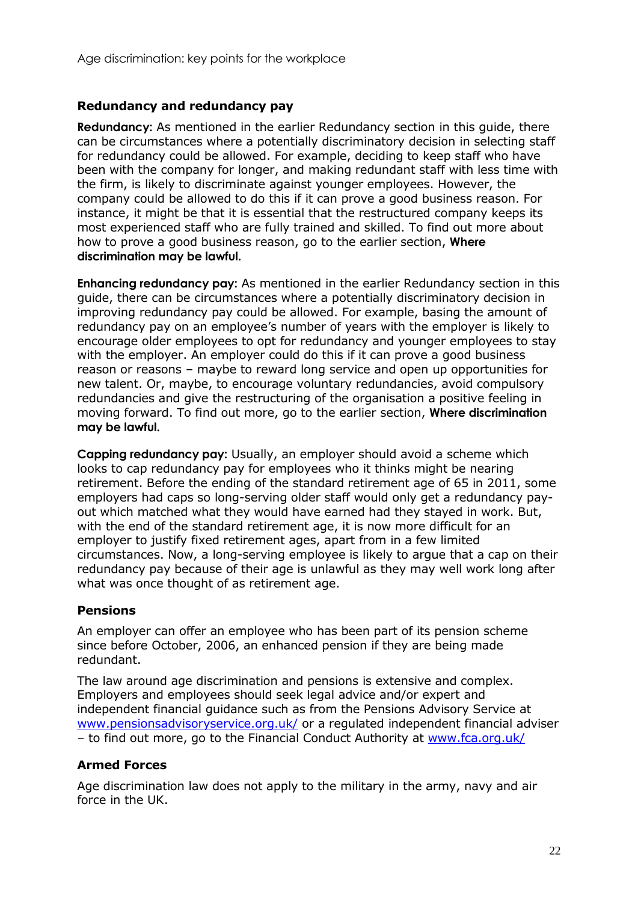## Redundancy and redundancy pay

**Redundancy**: As mentioned in the earlier Redundancy section in this guide, there can be circumstances where a potentially discriminatory decision in selecting staff for redundancy could be allowed. For example, deciding to keep staff who have been with the company for longer, and making redundant staff with less time with the firm, is likely to discriminate against younger employees. However, the company could be allowed to do this if it can prove a good business reason. For instance, it might be that it is essential that the restructured company keeps its most experienced staff who are fully trained and skilled. To find out more about how to prove a good business reason, go to the earlier section, **Where discrimination may be lawful.**

**Enhancing redundancy pay**: As mentioned in the earlier Redundancy section in this guide, there can be circumstances where a potentially discriminatory decision in improving redundancy pay could be allowed. For example, basing the amount of redundancy pay on an employee's number of years with the employer is likely to encourage older employees to opt for redundancy and younger employees to stay with the employer. An employer could do this if it can prove a good business reason or reasons – maybe to reward long service and open up opportunities for new talent. Or, maybe, to encourage voluntary redundancies, avoid compulsory redundancies and give the restructuring of the organisation a positive feeling in moving forward. To find out more, go to the earlier section, **Where discrimination may be lawful.**

**Capping redundancy pay**: Usually, an employer should avoid a scheme which looks to cap redundancy pay for employees who it thinks might be nearing retirement. Before the ending of the standard retirement age of 65 in 2011, some employers had caps so long-serving older staff would only get a redundancy pay-out which matched what they would have earned had they stayed in work. But, with the end of the standard retirement age, it is now more difficult for an employer to justify fixed retirement ages, apart from in a few limited circumstances. Now, a long-serving employee is likely to argue that a cap on their redundancy pay because of their age is unlawful as they may well work long after what was once thought of as retirement age.

## Pensions

An employer can offer an employee who has been part of its pension scheme since before October, 2006, an enhanced pension if they are being made redundant.

The law around age discrimination and pensions is extensive and complex. Employers and employees should seek legal advice and/or expert and independent financial guidance such as from the Pensions Advisory Service at www.pensionsadvisoryservice.org.uk/ or a regulated independent financial adviser – to find out more, go to the Financial Conduct Authority at www.fca.org.uk/

## Armed Forces

Age discrimination law does not apply to the military in the army, navy and air force in the UK.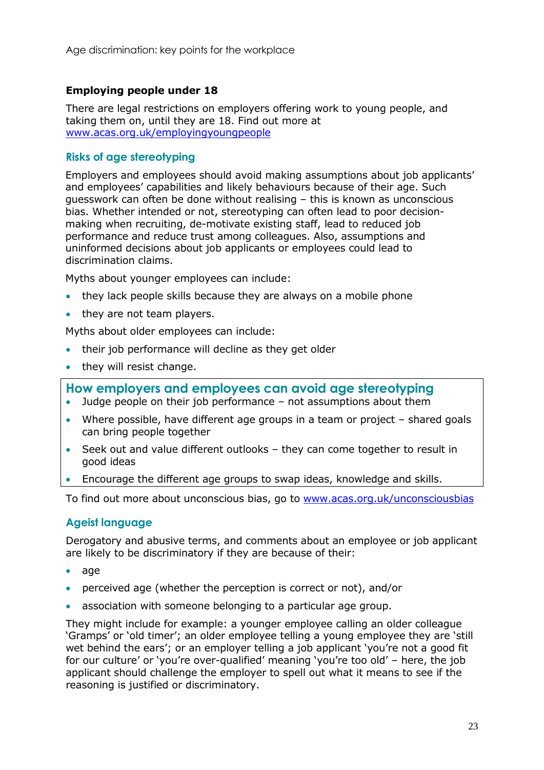### Employing people under 18

There are legal restrictions on employers offering work to young people, and taking them on, until they are 18. Find out more at [www.acas.org.uk/employingyoungpeople](http://www.acas.org.uk/employingyoungpeople)

## Risks of age stereotyping

Employers and employees should avoid making assumptions about job applicants' and employees' capabilities and likely behaviours because of their age. Such guesswork can often be done without realising – this is known as unconscious bias. Whether intended or not, stereotyping can often lead to poor decision-making when recruiting, de-motivate existing staff, lead to reduced job performance and reduce trust among colleagues. Also, assumptions and uninformed decisions about job applicants or employees could lead to discrimination claims.

Myths about younger employees can include:

- they lack people skills because they are always on a mobile phone
- they are not team players.

Myths about older employees can include:

- their job performance will decline as they get older
- they will resist change.

## How employers and employees can avoid age stereotyping

- Judge people on their job performance – not assumptions about them
- Where possible, have different age groups in a team or project – shared goals can bring people together
- Seek out and value different outlooks – they can come together to result in good ideas
- Encourage the different age groups to swap ideas, knowledge and skills.

To find out more about unconscious bias, go to [www.acas.org.uk/unconsciousbias](http://www.acas.org.uk/unconsciousbias)

## Ageist language

Derogatory and abusive terms, and comments about an employee or job applicant are likely to be discriminatory if they are because of their:

- age
- perceived age (whether the perception is correct or not), and/or
- association with someone belonging to a particular age group.

They might include for example: a younger employee calling an older colleague 'Gramps' or 'old timer'; an older employee telling a young employee they are 'still wet behind the ears'; or an employer telling a job applicant 'you're not a good fit for our culture' or 'you're over-qualified' meaning 'you're too old' – here, the job applicant should challenge the employer to spell out what it means to see if the reasoning is justified or discriminatory.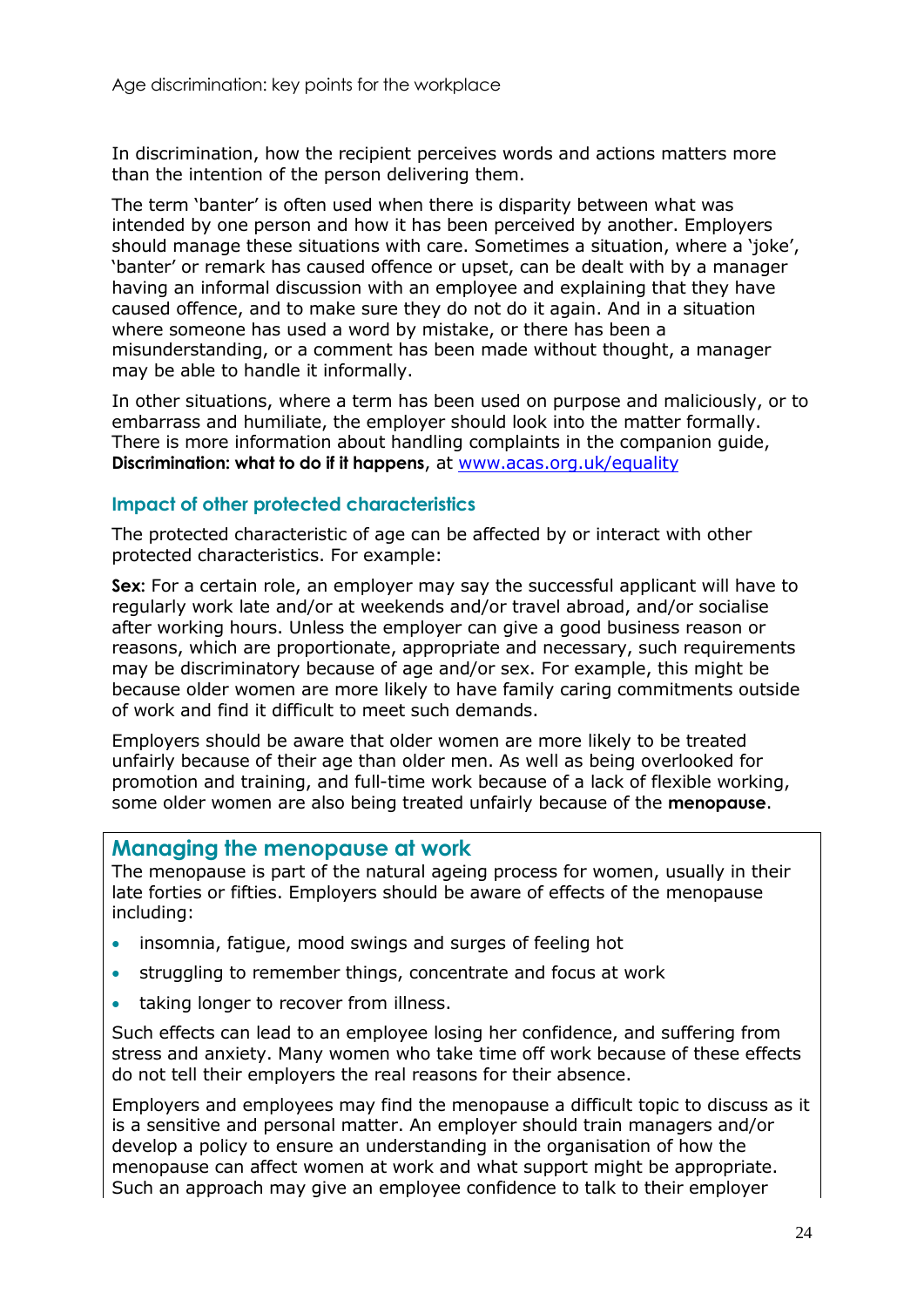In discrimination, how the recipient perceives words and actions matters more than the intention of the person delivering them.

The term 'banter' is often used when there is disparity between what was intended by one person and how it has been perceived by another. Employers should manage these situations with care. Sometimes a situation, where a 'joke', 'banter' or remark has caused offence or upset, can be dealt with by a manager having an informal discussion with an employee and explaining that they have caused offence, and to make sure they do not do it again. And in a situation where someone has used a word by mistake, or there has been a misunderstanding, or a comment has been made without thought, a manager may be able to handle it informally.

In other situations, where a term has been used on purpose and maliciously, or to embarrass and humiliate, the employer should look into the matter formally. There is more information about handling complaints in the companion guide, **Discrimination: what to do if it happens**, at www.acas.org.uk/equality

### Impact of other protected characteristics

The protected characteristic of age can be affected by or interact with other protected characteristics. For example:

**Sex**: For a certain role, an employer may say the successful applicant will have to regularly work late and/or at weekends and/or travel abroad, and/or socialise after working hours. Unless the employer can give a good business reason or reasons, which are proportionate, appropriate and necessary, such requirements may be discriminatory because of age and/or sex. For example, this might be because older women are more likely to have family caring commitments outside of work and find it difficult to meet such demands.

Employers should be aware that older women are more likely to be treated unfairly because of their age than older men. As well as being overlooked for promotion and training, and full-time work because of a lack of flexible working, some older women are also being treated unfairly because of the **menopause**.

## Managing the menopause at work

The menopause is part of the natural ageing process for women, usually in their late forties or fifties. Employers should be aware of effects of the menopause including:

- insomnia, fatigue, mood swings and surges of feeling hot
- struggling to remember things, concentrate and focus at work
- taking longer to recover from illness.

Such effects can lead to an employee losing her confidence, and suffering from stress and anxiety. Many women who take time off work because of these effects do not tell their employers the real reasons for their absence.

Employers and employees may find the menopause a difficult topic to discuss as it is a sensitive and personal matter. An employer should train managers and/or develop a policy to ensure an understanding in the organisation of how the menopause can affect women at work and what support might be appropriate. Such an approach may give an employee confidence to talk to their employer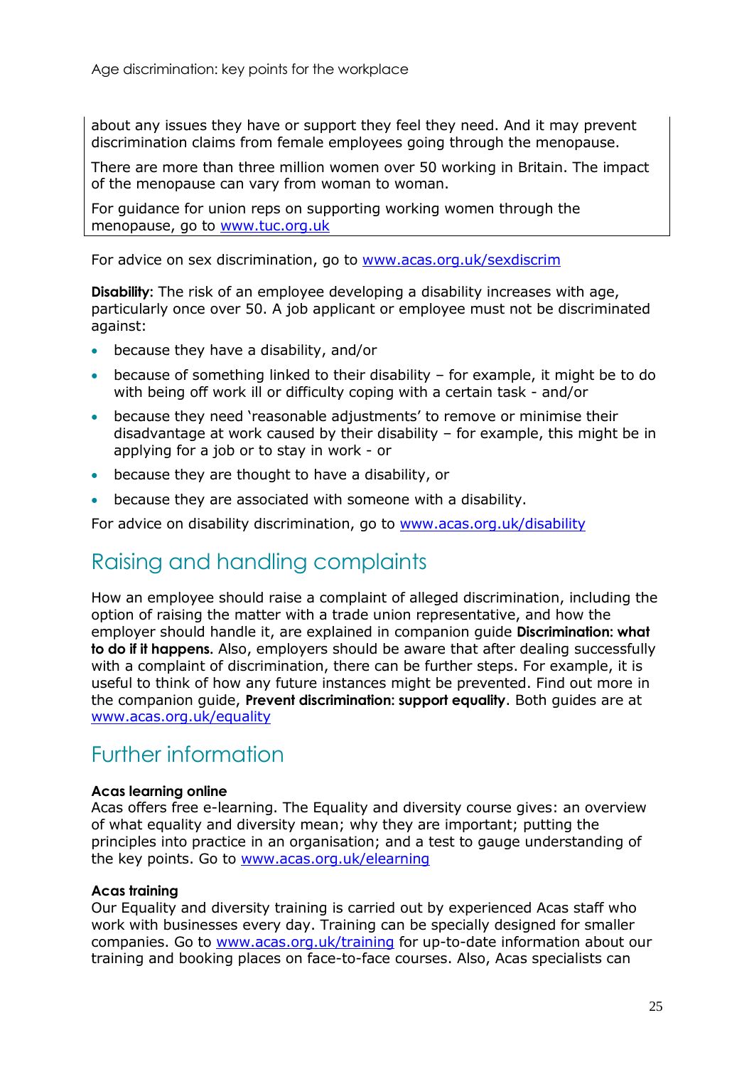about any issues they have or support they feel they need. And it may prevent discrimination claims from female employees going through the menopause.

There are more than three million women over 50 working in Britain. The impact of the menopause can vary from woman to woman.

For guidance for union reps on supporting working women through the menopause, go to www.tuc.org.uk

For advice on sex discrimination, go to www.acas.org.uk/sexdiscrim

**Disability:** The risk of an employee developing a disability increases with age, particularly once over 50. A job applicant or employee must not be discriminated against:

- because they have a disability, and/or
- because of something linked to their disability – for example, it might be to do with being off work ill or difficulty coping with a certain task - and/or
- because they need 'reasonable adjustments' to remove or minimise their disadvantage at work caused by their disability – for example, this might be in applying for a job or to stay in work - or
- because they are thought to have a disability, or
- because they are associated with someone with a disability.

For advice on disability discrimination, go to www.acas.org.uk/disability

## Raising and handling complaints

How an employee should raise a complaint of alleged discrimination, including the option of raising the matter with a trade union representative, and how the employer should handle it, are explained in companion guide **Discrimination: what to do if it happens.** Also, employers should be aware that after dealing successfully with a complaint of discrimination, there can be further steps. For example, it is useful to think of how any future instances might be prevented. Find out more in the companion guide, **Prevent discrimination: support equality**. Both guides are at www.acas.org.uk/equality

## Further information

**Acas learning online**
Acas offers free e-learning. The Equality and diversity course gives: an overview of what equality and diversity mean; why they are important; putting the principles into practice in an organisation; and a test to gauge understanding of the key points. Go to www.acas.org.uk/elearning

**Acas training**
Our Equality and diversity training is carried out by experienced Acas staff who work with businesses every day. Training can be specially designed for smaller companies. Go to www.acas.org.uk/training for up-to-date information about our training and booking places on face-to-face courses. Also, Acas specialists can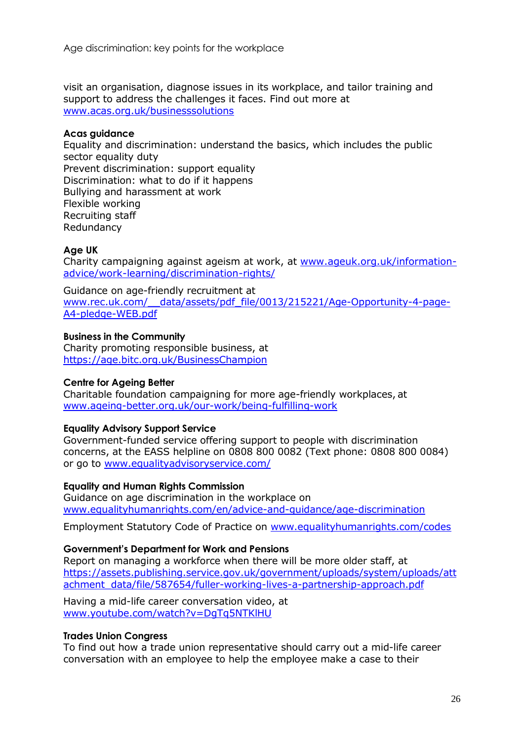visit an organisation, diagnose issues in its workplace, and tailor training and support to address the challenges it faces. Find out more at www.acas.org.uk/businesssolutions

**Acas guidance**
Equality and discrimination: understand the basics, which includes the public sector equality duty
Prevent discrimination: support equality
Discrimination: what to do if it happens
Bullying and harassment at work
Flexible working
Recruiting staff
Redundancy

**Age UK**
Charity campaigning against ageism at work, at www.ageuk.org.uk/information-advice/work-learning/discrimination-rights/

Guidance on age-friendly recruitment at www.rec.uk.com/__data/assets/pdf_file/0013/215221/Age-Opportunity-4-page-A4-pledge-WEB.pdf

**Business in the Community**
Charity promoting responsible business, at https://age.bitc.org.uk/BusinessChampion

**Centre for Ageing Better**
Charitable foundation campaigning for more age-friendly workplaces, at www.ageing-better.org.uk/our-work/being-fulfilling-work

**Equality Advisory Support Service**
Government-funded service offering support to people with discrimination concerns, at the EASS helpline on 0808 800 0082 (Text phone: 0808 800 0084) or go to www.equalityadvisoryservice.com/

**Equality and Human Rights Commission**
Guidance on age discrimination in the workplace on www.equalityhumanrights.com/en/advice-and-guidance/age-discrimination

Employment Statutory Code of Practice on www.equalityhumanrights.com/codes

**Government's Department for Work and Pensions**
Report on managing a workforce when there will be more older staff, at https://assets.publishing.service.gov.uk/government/uploads/system/uploads/attachment_data/file/587654/fuller-working-lives-a-partnership-approach.pdf

Having a mid-life career conversation video, at www.youtube.com/watch?v=DgTq5NTKlHU

**Trades Union Congress**
To find out how a trade union representative should carry out a mid-life career conversation with an employee to help the employee make a case to their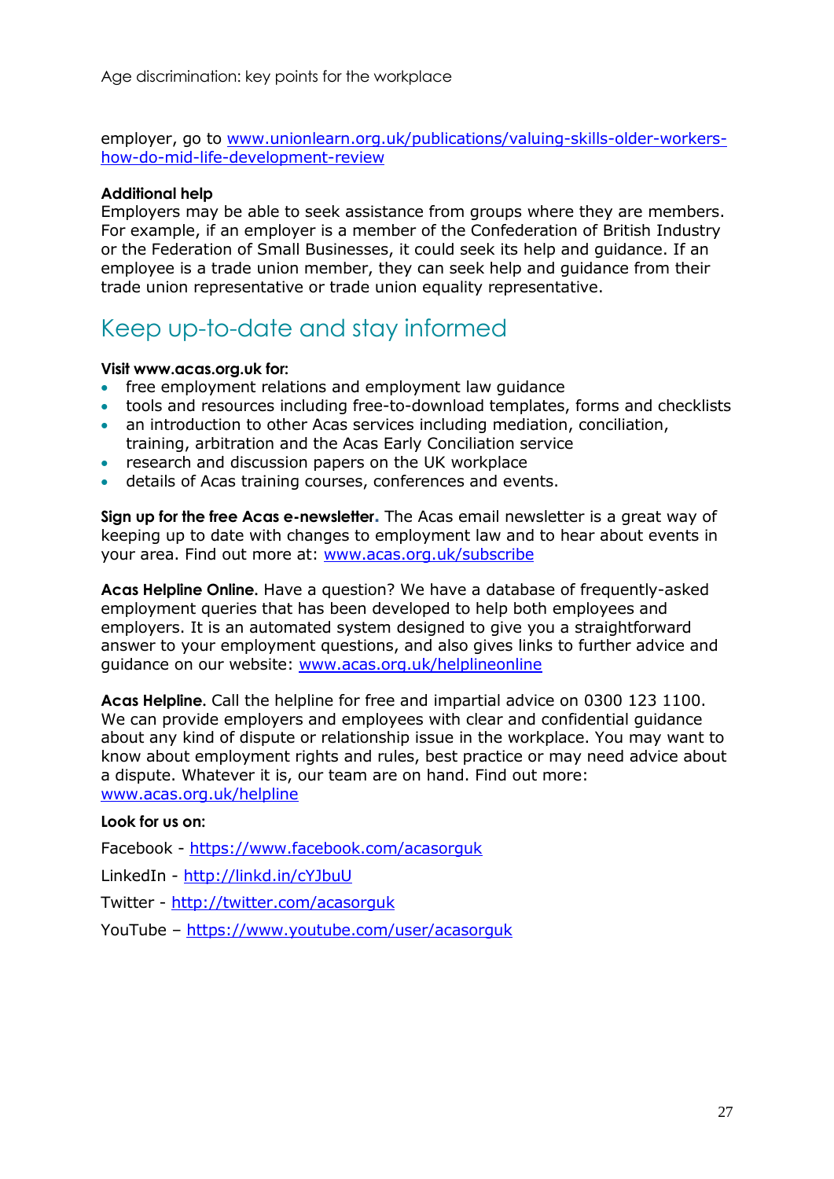employer, go to www.unionlearn.org.uk/publications/valuing-skills-older-workers-how-do-mid-life-development-review

**Additional help**
Employers may be able to seek assistance from groups where they are members. For example, if an employer is a member of the Confederation of British Industry or the Federation of Small Businesses, it could seek its help and guidance. If an employee is a trade union member, they can seek help and guidance from their trade union representative or trade union equality representative.

## Keep up-to-date and stay informed

**Visit www.acas.org.uk for:**

- free employment relations and employment law guidance
- tools and resources including free-to-download templates, forms and checklists
- an introduction to other Acas services including mediation, conciliation, training, arbitration and the Acas Early Conciliation service
- research and discussion papers on the UK workplace
- details of Acas training courses, conferences and events.

**Sign up for the free Acas e-newsletter.** The Acas email newsletter is a great way of keeping up to date with changes to employment law and to hear about events in your area. Find out more at: www.acas.org.uk/subscribe

**Acas Helpline Online.** Have a question? We have a database of frequently-asked employment queries that has been developed to help both employees and employers. It is an automated system designed to give you a straightforward answer to your employment questions, and also gives links to further advice and guidance on our website: www.acas.org.uk/helplineonline

**Acas Helpline.** Call the helpline for free and impartial advice on 0300 123 1100. We can provide employers and employees with clear and confidential guidance about any kind of dispute or relationship issue in the workplace. You may want to know about employment rights and rules, best practice or may need advice about a dispute. Whatever it is, our team are on hand. Find out more: www.acas.org.uk/helpline

**Look for us on:**

Facebook - https://www.facebook.com/acasorguk

LinkedIn - http://linkd.in/cYJbuU

Twitter - http://twitter.com/acasorguk

YouTube – https://www.youtube.com/user/acasorguk